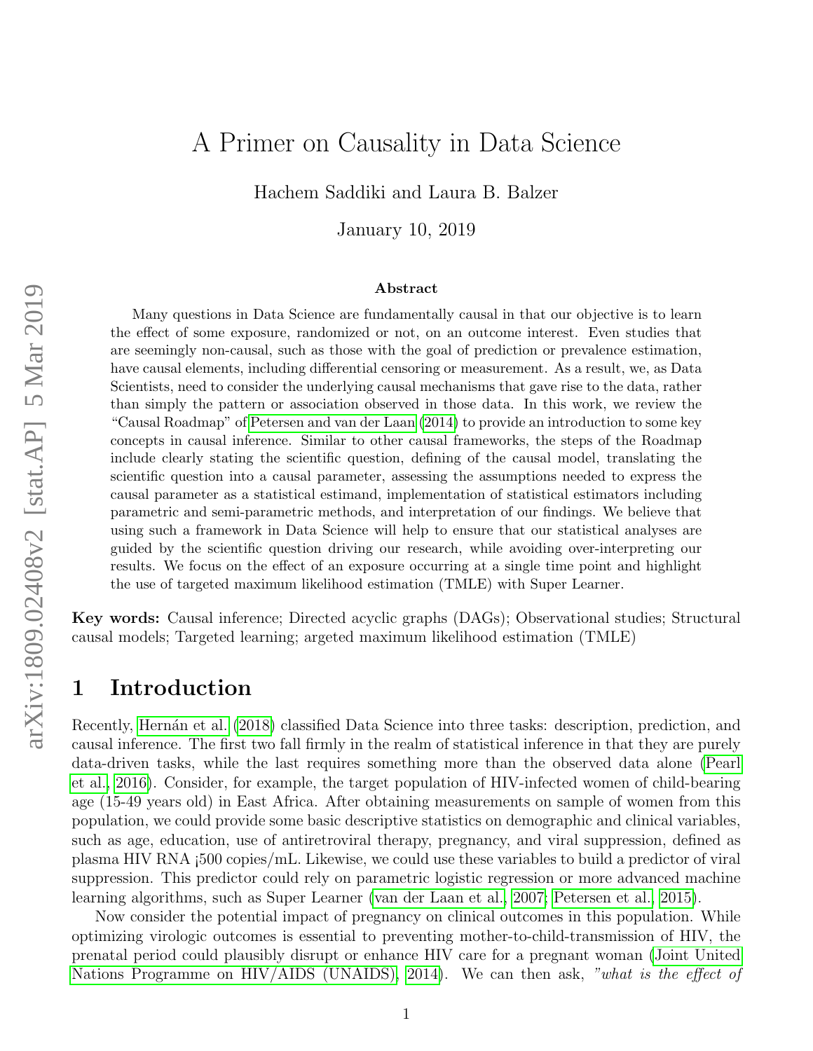# A Primer on Causality in Data Science

Hachem Saddiki and Laura B. Balzer

January 10, 2019

## Abstract

Many questions in Data Science are fundamentally causal in that our objective is to learn the effect of some exposure, randomized or not, on an outcome interest. Even studies that are seemingly non-causal, such as those with the goal of prediction or prevalence estimation, have causal elements, including differential censoring or measurement. As a result, we, as Data Scientists, need to consider the underlying causal mechanisms that gave rise to the data, rather than simply the pattern or association observed in those data. In this work, we review the "Causal Roadmap" of Petersen and van der Laan (2014) to provide an introduction to some key concepts in causal inference. Similar to other causal frameworks, the steps of the Roadmap include clearly stating the scientific question, defining of the causal model, translating the scientific question into a causal parameter, assessing the assumptions needed to express the causal parameter as a statistical estimand, implementation of statistical estimators including parametric and semi-parametric methods, and interpretation of our findings. We believe that using such a framework in Data Science will help to ensure that our statistical analyses are guided by the scientific question driving our research, while avoiding over-interpreting our results. We focus on the effect of an exposure occurring at a single time point and highlight the use of targeted maximum likelihood estimation (TMLE) with Super Learner.

**Key words:** Causal inference; Directed acyclic graphs (DAGs); Observational studies; Structural causal models; Targeted learning; argeted maximum likelihood estimation (TMLE)

## 1 Introduction

Recently, Hernán et al. (2018) classified Data Science into three tasks: description, prediction, and causal inference. The first two fall firmly in the realm of statistical inference in that they are purely data-driven tasks, while the last requires something more than the observed data alone (Pearl et al., 2016). Consider, for example, the target population of HIV-infected women of child-bearing age (15-49 years old) in East Africa. After obtaining measurements on sample of women from this population, we could provide some basic descriptive statistics on demographic and clinical variables, such as age, education, use of antiretroviral therapy, pregnancy, and viral suppression, defined as plasma HIV RNA ¡500 copies/mL. Likewise, we could use these variables to build a predictor of viral suppression. This predictor could rely on parametric logistic regression or more advanced machine learning algorithms, such as Super Learner (van der Laan et al., 2007; Petersen et al., 2015).

Now consider the potential impact of pregnancy on clinical outcomes in this population. While optimizing virologic outcomes is essential to preventing mother-to-child-transmission of HIV, the prenatal period could plausibly disrupt or enhance HIV care for a pregnant woman (Joint United Nations Programme on HIV/AIDS (UNAIDS), 2014). We can then ask, *"what is the effect of*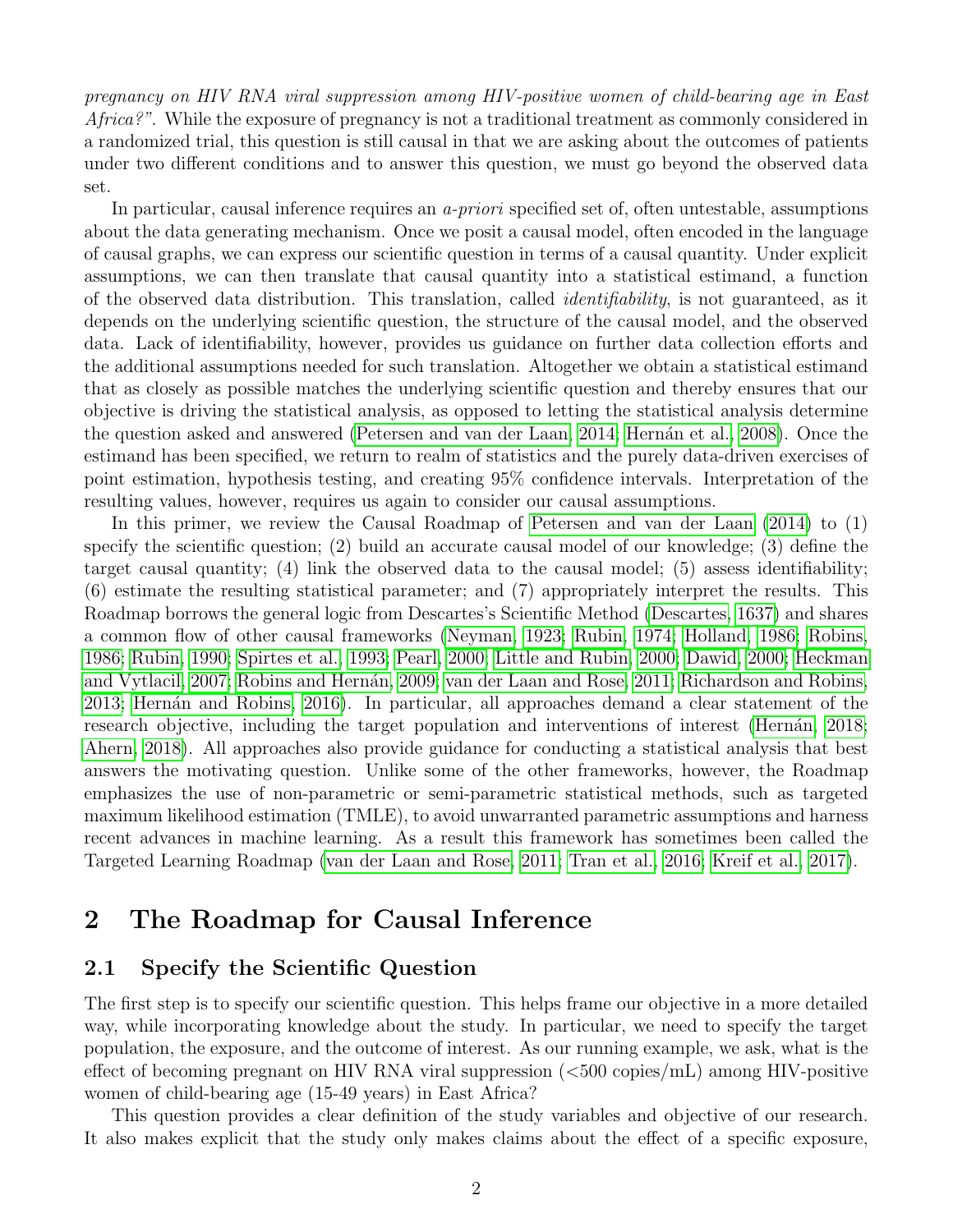*pregnancy on HIV RNA viral suppression among HIV-positive women of child-bearing age in East Africa?"*. While the exposure of pregnancy is not a traditional treatment as commonly considered in a randomized trial, this question is still causal in that we are asking about the outcomes of patients under two different conditions and to answer this question, we must go beyond the observed data set.

In particular, causal inference requires an *a-priori* specified set of, often untestable, assumptions about the data generating mechanism. Once we posit a causal model, often encoded in the language of causal graphs, we can express our scientific question in terms of a causal quantity. Under explicit assumptions, we can then translate that causal quantity into a statistical estimand, a function of the observed data distribution. This translation, called *identifiability*, is not guaranteed, as it depends on the underlying scientific question, the structure of the causal model, and the observed data. Lack of identifiability, however, provides us guidance on further data collection efforts and the additional assumptions needed for such translation. Altogether we obtain a statistical estimand that as closely as possible matches the underlying scientific question and thereby ensures that our objective is driving the statistical analysis, as opposed to letting the statistical analysis determine the question asked and answered (Petersen and van der Laan, 2014; Hernán et al., 2008). Once the estimand has been specified, we return to realm of statistics and the purely data-driven exercises of point estimation, hypothesis testing, and creating 95% confidence intervals. Interpretation of the resulting values, however, requires us again to consider our causal assumptions.

In this primer, we review the Causal Roadmap of Petersen and van der Laan (2014) to (1) specify the scientific question; (2) build an accurate causal model of our knowledge; (3) define the target causal quantity; (4) link the observed data to the causal model; (5) assess identifiability; (6) estimate the resulting statistical parameter; and (7) appropriately interpret the results. This Roadmap borrows the general logic from Descartes's Scientific Method (Descartes, 1637) and shares a common flow of other causal frameworks (Neyman, 1923; Rubin, 1974; Holland, 1986; Robins, 1986; Rubin, 1990; Spirtes et al., 1993; Pearl, 2000; Little and Rubin, 2000; Dawid, 2000; Heckman and Vytlacil, 2007; Robins and Hernán, 2009; van der Laan and Rose, 2011; Richardson and Robins, 2013; Hernán and Robins, 2016). In particular, all approaches demand a clear statement of the research objective, including the target population and interventions of interest (Hernán, 2018; Ahern, 2018). All approaches also provide guidance for conducting a statistical analysis that best answers the motivating question. Unlike some of the other frameworks, however, the Roadmap emphasizes the use of non-parametric or semi-parametric statistical methods, such as targeted maximum likelihood estimation (TMLE), to avoid unwarranted parametric assumptions and harness recent advances in machine learning. As a result this framework has sometimes been called the Targeted Learning Roadmap (van der Laan and Rose, 2011; Tran et al., 2016; Kreif et al., 2017).

# 2 The Roadmap for Causal Inference

## 2.1 Specify the Scientific Question

The first step is to specify our scientific question. This helps frame our objective in a more detailed way, while incorporating knowledge about the study. In particular, we need to specify the target population, the exposure, and the outcome of interest. As our running example, we ask, what is the effect of becoming pregnant on HIV RNA viral suppression (<500 copies/mL) among HIV-positive women of child-bearing age (15-49 years) in East Africa?

This question provides a clear definition of the study variables and objective of our research. It also makes explicit that the study only makes claims about the effect of a specific exposure,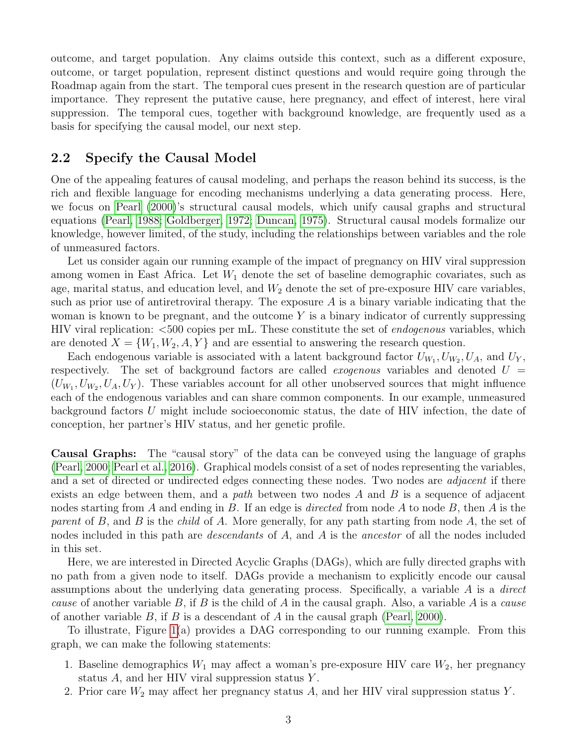outcome, and target population. Any claims outside this context, such as a different exposure, outcome, or target population, represent distinct questions and would require going through the Roadmap again from the start. The temporal cues present in the research question are of particular importance. They represent the putative cause, here pregnancy, and effect of interest, here viral suppression. The temporal cues, together with background knowledge, are frequently used as a basis for specifying the causal model, our next step.

## 2.2 Specify the Causal Model

One of the appealing features of causal modeling, and perhaps the reason behind its success, is the rich and flexible language for encoding mechanisms underlying a data generating process. Here, we focus on Pearl (2000)'s structural causal models, which unify causal graphs and structural equations (Pearl, 1988; Goldberger, 1972; Duncan, 1975). Structural causal models formalize our knowledge, however limited, of the study, including the relationships between variables and the role of unmeasured factors.

Let us consider again our running example of the impact of pregnancy on HIV viral suppression among women in East Africa. Let $W_1$ denote the set of baseline demographic covariates, such as age, marital status, and education level, and $W_2$ denote the set of pre-exposure HIV care variables, such as prior use of antiretroviral therapy. The exposure $A$ is a binary variable indicating that the woman is known to be pregnant, and the outcome $Y$ is a binary indicator of currently suppressing HIV viral replication: <500 copies per mL. These constitute the set of *endogenous* variables, which are denoted $X = \{W_1, W_2, A, Y\}$ and are essential to answering the research question.

Each endogenous variable is associated with a latent background factor $U_{W_1}, U_{W_2}, U_A$, and $U_Y$, respectively. The set of background factors are called *exogenous* variables and denoted $U = (U_{W_1}, U_{W_2}, U_A, U_Y)$. These variables account for all other unobserved sources that might influence each of the endogenous variables and can share common components. In our example, unmeasured background factors $U$ might include socioeconomic status, the date of HIV infection, the date of conception, her partner's HIV status, and her genetic profile.

**Causal Graphs:** The "causal story" of the data can be conveyed using the language of graphs (Pearl, 2000; Pearl et al., 2016). Graphical models consist of a set of nodes representing the variables, and a set of directed or undirected edges connecting these nodes. Two nodes are *adjacent* if there exists an edge between them, and a *path* between two nodes $A$ and $B$ is a sequence of adjacent nodes starting from $A$ and ending in $B$. If an edge is *directed* from node $A$ to node $B$, then $A$ is the *parent* of $B$, and $B$ is the *child* of $A$. More generally, for any path starting from node $A$, the set of nodes included in this path are *descendants* of $A$, and $A$ is the *ancestor* of all the nodes included in this set.

Here, we are interested in Directed Acyclic Graphs (DAGs), which are fully directed graphs with no path from a given node to itself. DAGs provide a mechanism to explicitly encode our causal assumptions about the underlying data generating process. Specifically, a variable $A$ is a *direct cause* of another variable $B$, if $B$ is the child of $A$ in the causal graph. Also, a variable $A$ is a *cause* of another variable $B$, if $B$ is a descendant of $A$ in the causal graph (Pearl, 2000).

To illustrate, Figure 1(a) provides a DAG corresponding to our running example. From this graph, we can make the following statements:

1. Baseline demographics $W_1$ may affect a woman's pre-exposure HIV care $W_2$, her pregnancy status $A$, and her HIV viral suppression status $Y$.
2. Prior care $W_2$ may affect her pregnancy status $A$, and her HIV viral suppression status $Y$.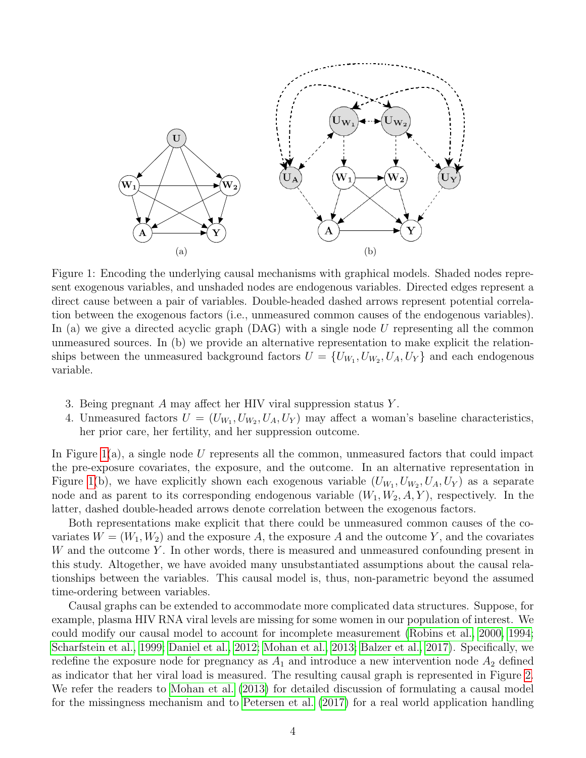Figure 1: Encoding the underlying causal mechanisms with graphical models. Shaded nodes represent exogenous variables, and unshaded nodes are endogenous variables. Directed edges represent a direct cause between a pair of variables. Double-headed dashed arrows represent potential correlation between the exogenous factors (i.e., unmeasured common causes of the endogenous variables). In (a) we give a directed acyclic graph (DAG) with a single node $U$ representing all the common unmeasured sources. In (b) we provide an alternative representation to make explicit the relationships between the unmeasured background factors $U = \{U_{W_1}, U_{W_2}, U_A, U_Y\}$ and each endogenous variable.

3. Being pregnant $A$ may affect her HIV viral suppression status $Y$.
4. Unmeasured factors $U = (U_{W_1}, U_{W_2}, U_A, U_Y)$ may affect a woman's baseline characteristics, her prior care, her fertility, and her suppression outcome.

In Figure 1(a), a single node $U$ represents all the common, unmeasured factors that could impact the pre-exposure covariates, the exposure, and the outcome. In an alternative representation in Figure 1(b), we have explicitly shown each exogenous variable $(U_{W_1}, U_{W_2}, U_A, U_Y)$ as a separate node and as parent to its corresponding endogenous variable $(W_1, W_2, A, Y)$, respectively. In the latter, dashed double-headed arrows denote correlation between the exogenous factors.

Both representations make explicit that there could be unmeasured common causes of the covariates $W = (W_1, W_2)$ and the exposure $A$, the exposure $A$ and the outcome $Y$, and the covariates $W$ and the outcome $Y$. In other words, there is measured and unmeasured confounding present in this study. Altogether, we have avoided many unsubstantiated assumptions about the causal relationships between the variables. This causal model is, thus, non-parametric beyond the assumed time-ordering between variables.

Causal graphs can be extended to accommodate more complicated data structures. Suppose, for example, plasma HIV RNA viral levels are missing for some women in our population of interest. We could modify our causal model to account for incomplete measurement (Robins et al., 2000, 1994; Scharfstein et al., 1999; Daniel et al., 2012; Mohan et al., 2013; Balzer et al., 2017). Specifically, we redefine the exposure node for pregnancy as $A_1$ and introduce a new intervention node $A_2$ defined as indicator that her viral load is measured. The resulting causal graph is represented in Figure 2. We refer the readers to Mohan et al. (2013) for detailed discussion of formulating a causal model for the missingness mechanism and to Petersen et al. (2017) for a real world application handling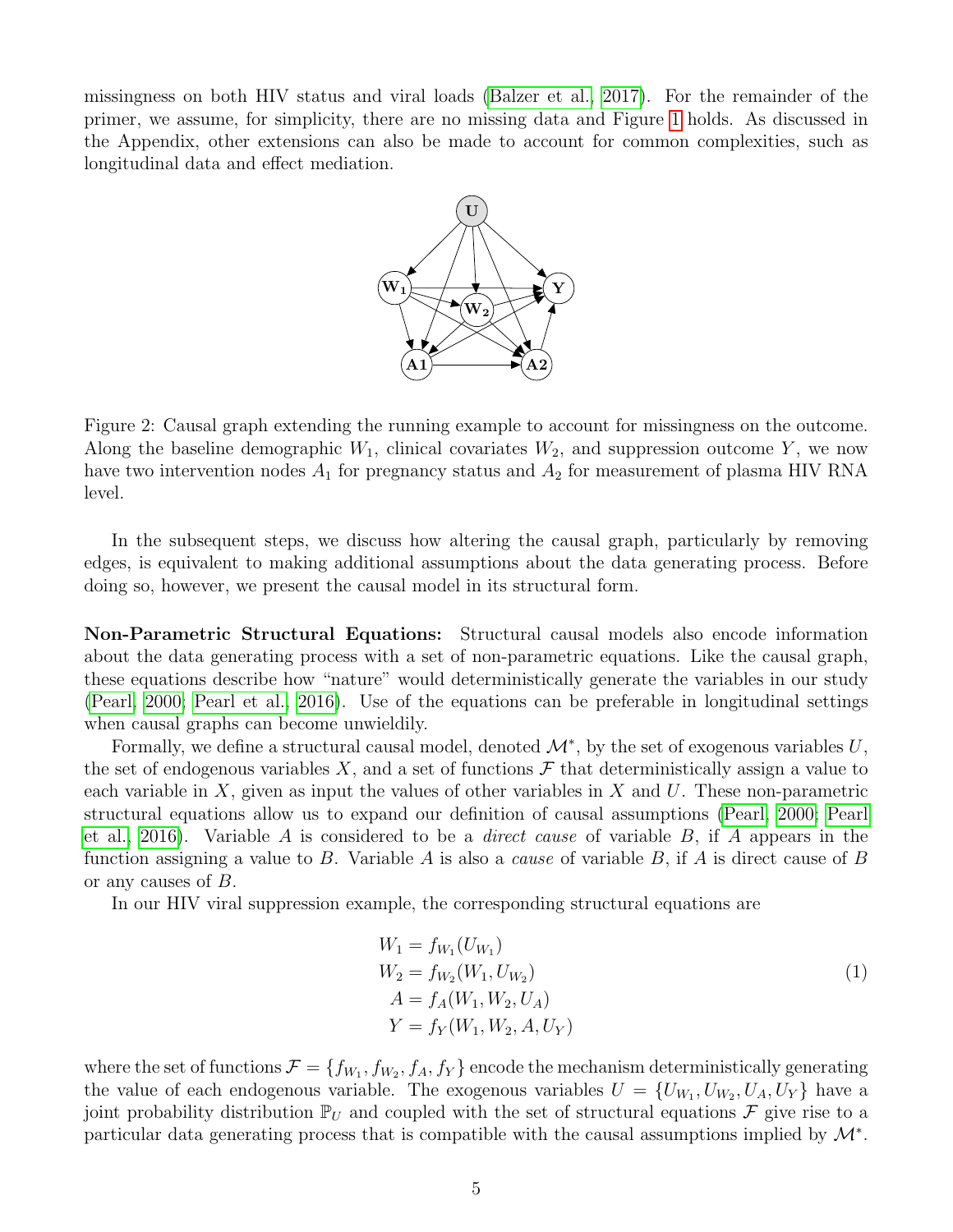missingness on both HIV status and viral loads (Balzer et al., 2017). For the remainder of the primer, we assume, for simplicity, there are no missing data and Figure 1 holds. As discussed in the Appendix, other extensions can also be made to account for common complexities, such as longitudinal data and effect mediation.

Figure 2: Causal graph extending the running example to account for missingness on the outcome. Along the baseline demographic $W_1$, clinical covariates $W_2$, and suppression outcome $Y$, we now have two intervention nodes $A_1$ for pregnancy status and $A_2$ for measurement of plasma HIV RNA level.

In the subsequent steps, we discuss how altering the causal graph, particularly by removing edges, is equivalent to making additional assumptions about the data generating process. Before doing so, however, we present the causal model in its structural form.

**Non-Parametric Structural Equations:** Structural causal models also encode information about the data generating process with a set of non-parametric equations. Like the causal graph, these equations describe how "nature" would deterministically generate the variables in our study (Pearl, 2000; Pearl et al., 2016). Use of the equations can be preferable in longitudinal settings when causal graphs can become unwieldily.

Formally, we define a structural causal model, denoted $\mathcal{M}^*$, by the set of exogenous variables $U$, the set of endogenous variables $X$, and a set of functions $\mathcal{F}$ that deterministically assign a value to each variable in $X$, given as input the values of other variables in $X$ and $U$. These non-parametric structural equations allow us to expand our definition of causal assumptions (Pearl, 2000; Pearl et al., 2016). Variable $A$ is considered to be a *direct cause* of variable $B$, if $A$ appears in the function assigning a value to $B$. Variable $A$ is also a *cause* of variable $B$, if $A$ is direct cause of $B$ or any causes of $B$.

In our HIV viral suppression example, the corresponding structural equations are

$$
\begin{aligned}
W_1 &= f_{W_1}(U_{W_1}) \\
W_2 &= f_{W_2}(W_1, U_{W_2}) \\
A &= f_A(W_1, W_2, U_A) \\
Y &= f_Y(W_1, W_2, A, U_Y)
\end{aligned}
\tag{1}
$$

where the set of functions $\mathcal{F} = \{f_{W_1}, f_{W_2}, f_A, f_Y\}$ encode the mechanism deterministically generating the value of each endogenous variable. The exogenous variables $U = \{U_{W_1}, U_{W_2}, U_A, U_Y\}$ have a joint probability distribution $\mathbb{P}_U$ and coupled with the set of structural equations $\mathcal{F}$ give rise to a particular data generating process that is compatible with the causal assumptions implied by $\mathcal{M}^*$.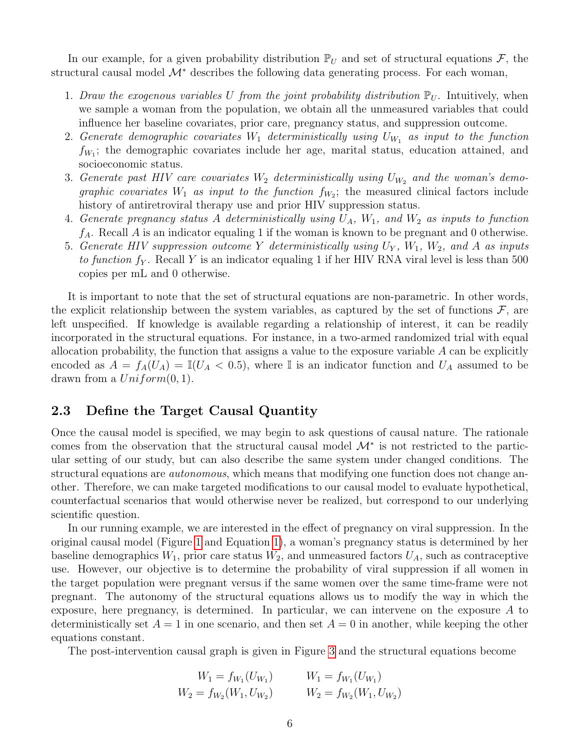In our example, for a given probability distribution $\mathbb{P}_U$ and set of structural equations $\mathcal{F}$, the structural causal model $\mathcal{M}^*$ describes the following data generating process. For each woman,

1. *Draw the exogenous variables $U$ from the joint probability distribution $\mathbb{P}_U$.* Intuitively, when we sample a woman from the population, we obtain all the unmeasured variables that could influence her baseline covariates, prior care, pregnancy status, and suppression outcome.
2. *Generate demographic covariates $W_1$ deterministically using $U_{W_1}$ as input to the function $f_{W_1}$*; the demographic covariates include her age, marital status, education attained, and socioeconomic status.
3. *Generate past HIV care covariates $W_2$ deterministically using $U_{W_2}$ and the woman's demographic covariates $W_1$ as input to the function $f_{W_2}$*; the measured clinical factors include history of antiretroviral therapy use and prior HIV suppression status.
4. *Generate pregnancy status $A$ deterministically using $U_A$, $W_1$, and $W_2$ as inputs to function $f_A$.* Recall $A$ is an indicator equaling 1 if the woman is known to be pregnant and 0 otherwise.
5. *Generate HIV suppression outcome $Y$ deterministically using $U_Y$, $W_1$, $W_2$, and $A$ as inputs to function $f_Y$.* Recall $Y$ is an indicator equaling 1 if her HIV RNA viral level is less than 500 copies per mL and 0 otherwise.

It is important to note that the set of structural equations are non-parametric. In other words, the explicit relationship between the system variables, as captured by the set of functions $\mathcal{F}$, are left unspecified. If knowledge is available regarding a relationship of interest, it can be readily incorporated in the structural equations. For instance, in a two-armed randomized trial with equal allocation probability, the function that assigns a value to the exposure variable $A$ can be explicitly encoded as $A = f_A(U_A) = \mathbb{I}(U_A < 0.5)$, where $\mathbb{I}$ is an indicator function and $U_A$ assumed to be drawn from a $Uniform(0, 1)$.

## 2.3 Define the Target Causal Quantity

Once the causal model is specified, we may begin to ask questions of causal nature. The rationale comes from the observation that the structural causal model $\mathcal{M}^*$ is not restricted to the particular setting of our study, but can also describe the same system under changed conditions. The structural equations are *autonomous*, which means that modifying one function does not change another. Therefore, we can make targeted modifications to our causal model to evaluate hypothetical, counterfactual scenarios that would otherwise never be realized, but correspond to our underlying scientific question.

In our running example, we are interested in the effect of pregnancy on viral suppression. In the original causal model (Figure 1 and Equation 1), a woman's pregnancy status is determined by her baseline demographics $W_1$, prior care status $W_2$, and unmeasured factors $U_A$, such as contraceptive use. However, our objective is to determine the probability of viral suppression if all women in the target population were pregnant versus if the same women over the same time-frame were not pregnant. The autonomy of the structural equations allows us to modify the way in which the exposure, here pregnancy, is determined. In particular, we can intervene on the exposure $A$ to deterministically set $A = 1$ in one scenario, and then set $A = 0$ in another, while keeping the other equations constant.

The post-intervention causal graph is given in Figure 3 and the structural equations become

$$
\begin{aligned}
W_1 &= f_{W_1}(U_{W_1}) \qquad & W_1 &= f_{W_1}(U_{W_1}) \\
W_2 &= f_{W_2}(W_1, U_{W_2}) \qquad & W_2 &= f_{W_2}(W_1, U_{W_2})
\end{aligned}
$$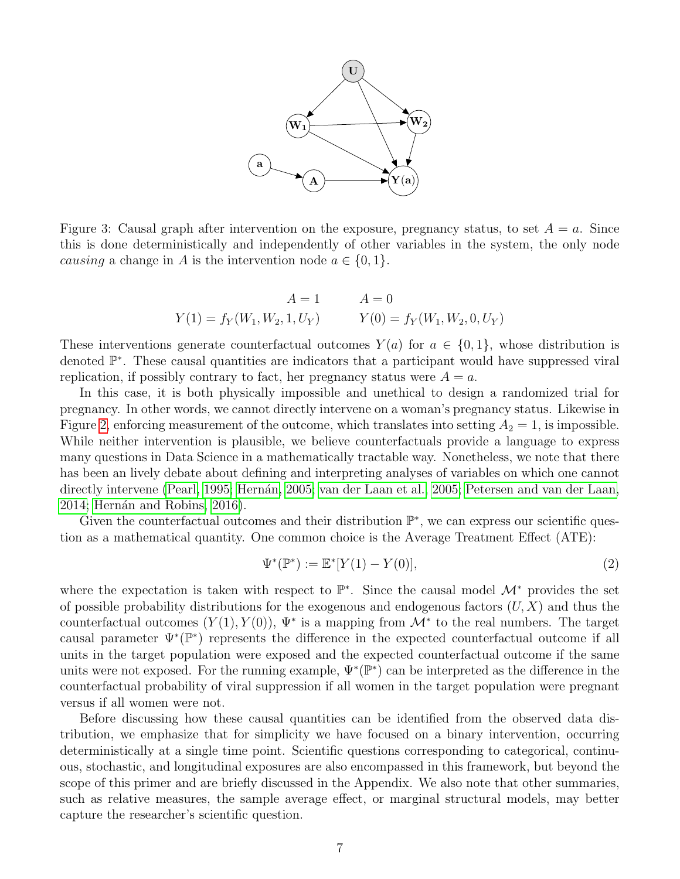Figure 3: Causal graph after intervention on the exposure, pregnancy status, to set $A = a$. Since this is done deterministically and independently of other variables in the system, the only node *causing* a change in $A$ is the intervention node $a \in \{0, 1\}$.

$$
\begin{array}{cc}
A = 1 & A = 0 \\
Y(1) = f_Y(W_1, W_2, 1, U_Y) & Y(0) = f_Y(W_1, W_2, 0, U_Y)
\end{array}
$$

These interventions generate counterfactual outcomes $Y(a)$ for $a \in \{0, 1\}$, whose distribution is denoted $\mathbb{P}^*$. These causal quantities are indicators that a participant would have suppressed viral replication, if possibly contrary to fact, her pregnancy status were $A = a$.

In this case, it is both physically impossible and unethical to design a randomized trial for pregnancy. In other words, we cannot directly intervene on a woman's pregnancy status. Likewise in Figure 2, enforcing measurement of the outcome, which translates into setting $A_2 = 1$, is impossible. While neither intervention is plausible, we believe counterfactuals provide a language to express many questions in Data Science in a mathematically tractable way. Nonetheless, we note that there has been an lively debate about defining and interpreting analyses of variables on which one cannot directly intervene (Pearl, 1995; Hernán, 2005; van der Laan et al., 2005; Petersen and van der Laan, 2014; Hernán and Robins, 2016).

Given the counterfactual outcomes and their distribution $\mathbb{P}^*$, we can express our scientific question as a mathematical quantity. One common choice is the Average Treatment Effect (ATE):

$$
\Psi^*(\mathbb{P}^*) := \mathbb{E}^*[Y(1) - Y(0)], \tag{2}
$$

where the expectation is taken with respect to $\mathbb{P}^*$. Since the causal model $\mathcal{M}^*$ provides the set of possible probability distributions for the exogenous and endogenous factors $(U, X)$ and thus the counterfactual outcomes $(Y(1), Y(0))$, $\Psi^*$ is a mapping from $\mathcal{M}^*$ to the real numbers. The target causal parameter $\Psi^*(\mathbb{P}^*)$ represents the difference in the expected counterfactual outcome if all units in the target population were exposed and the expected counterfactual outcome if the same units were not exposed. For the running example, $\Psi^*(\mathbb{P}^*)$ can be interpreted as the difference in the counterfactual probability of viral suppression if all women in the target population were pregnant versus if all women were not.

Before discussing how these causal quantities can be identified from the observed data distribution, we emphasize that for simplicity we have focused on a binary intervention, occurring deterministically at a single time point. Scientific questions corresponding to categorical, continuous, stochastic, and longitudinal exposures are also encompassed in this framework, but beyond the scope of this primer and are briefly discussed in the Appendix. We also note that other summaries, such as relative measures, the sample average effect, or marginal structural models, may better capture the researcher's scientific question.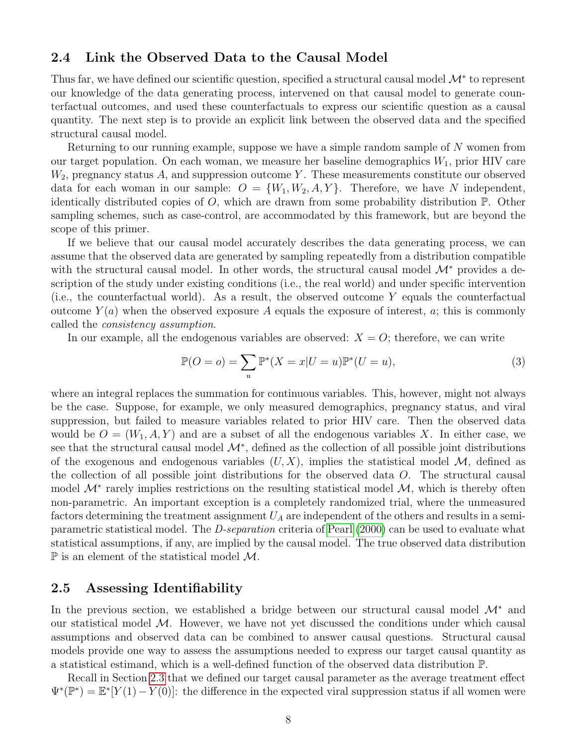## 2.4 Link the Observed Data to the Causal Model

Thus far, we have defined our scientific question, specified a structural causal model $\mathcal{M}^*$ to represent our knowledge of the data generating process, intervened on that causal model to generate counterfactual outcomes, and used these counterfactuals to express our scientific question as a causal quantity. The next step is to provide an explicit link between the observed data and the specified structural causal model.

Returning to our running example, suppose we have a simple random sample of $N$ women from our target population. On each woman, we measure her baseline demographics $W_1$, prior HIV care $W_2$, pregnancy status $A$, and suppression outcome $Y$. These measurements constitute our observed data for each woman in our sample: $O = \{W_1, W_2, A, Y\}$. Therefore, we have $N$ independent, identically distributed copies of $O$, which are drawn from some probability distribution $\mathbb{P}$. Other sampling schemes, such as case-control, are accommodated by this framework, but are beyond the scope of this primer.

If we believe that our causal model accurately describes the data generating process, we can assume that the observed data are generated by sampling repeatedly from a distribution compatible with the structural causal model. In other words, the structural causal model $\mathcal{M}^*$ provides a description of the study under existing conditions (i.e., the real world) and under specific intervention (i.e., the counterfactual world). As a result, the observed outcome $Y$ equals the counterfactual outcome $Y(a)$ when the observed exposure $A$ equals the exposure of interest, $a$; this is commonly called the *consistency assumption*.

In our example, all the endogenous variables are observed: $X = O$; therefore, we can write

$$\mathbb{P}(O = o) = \sum_{u} \mathbb{P}^*(X = x|U = u)\mathbb{P}^*(U = u), \tag{3}$$

where an integral replaces the summation for continuous variables. This, however, might not always be the case. Suppose, for example, we only measured demographics, pregnancy status, and viral suppression, but failed to measure variables related to prior HIV care. Then the observed data would be $O = (W_1, A, Y)$ and are a subset of all the endogenous variables $X$. In either case, we see that the structural causal model $\mathcal{M}^*$, defined as the collection of all possible joint distributions of the exogenous and endogenous variables $(U, X)$, implies the statistical model $\mathcal{M}$, defined as the collection of all possible joint distributions for the observed data $O$. The structural causal model $\mathcal{M}^*$ rarely implies restrictions on the resulting statistical model $\mathcal{M}$, which is thereby often non-parametric. An important exception is a completely randomized trial, where the unmeasured factors determining the treatment assignment $U_A$ are independent of the others and results in a semi-parametric statistical model. The *D-separation* criteria of Pearl (2000) can be used to evaluate what statistical assumptions, if any, are implied by the causal model. The true observed data distribution $\mathbb{P}$ is an element of the statistical model $\mathcal{M}$.

## 2.5 Assessing Identifiability

In the previous section, we established a bridge between our structural causal model $\mathcal{M}^*$ and our statistical model $\mathcal{M}$. However, we have not yet discussed the conditions under which causal assumptions and observed data can be combined to answer causal questions. Structural causal models provide one way to assess the assumptions needed to express our target causal quantity as a statistical estimand, which is a well-defined function of the observed data distribution $\mathbb{P}$.

Recall in Section 2.3 that we defined our target causal parameter as the average treatment effect $\Psi^*(\mathbb{P}^*) = \mathbb{E}^*[Y(1) - Y(0)]$: the difference in the expected viral suppression status if all women were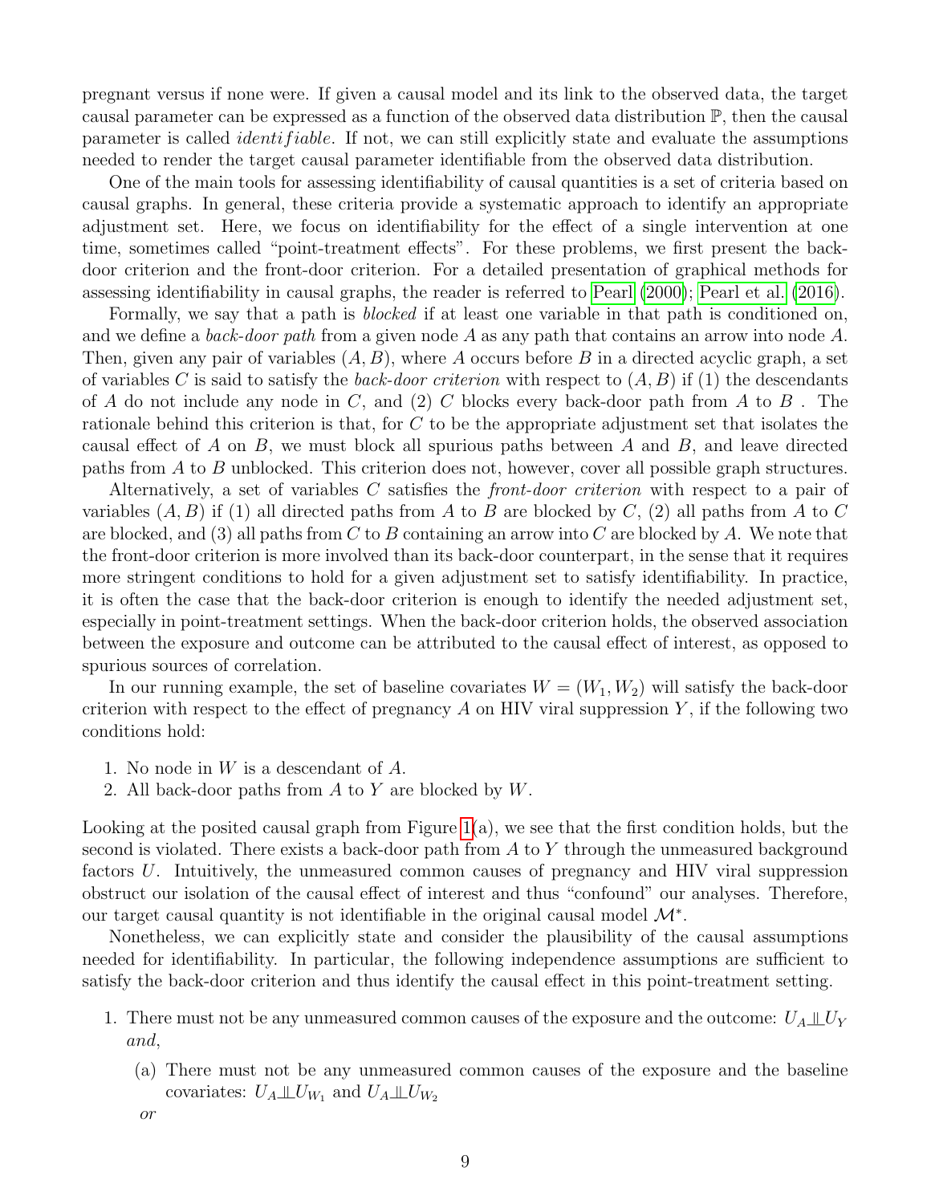pregnant versus if none were. If given a causal model and its link to the observed data, the target causal parameter can be expressed as a function of the observed data distribution $\mathbb{P}$, then the causal parameter is called *identifiable*. If not, we can still explicitly state and evaluate the assumptions needed to render the target causal parameter identifiable from the observed data distribution.

One of the main tools for assessing identifiability of causal quantities is a set of criteria based on causal graphs. In general, these criteria provide a systematic approach to identify an appropriate adjustment set. Here, we focus on identifiability for the effect of a single intervention at one time, sometimes called "point-treatment effects". For these problems, we first present the back-door criterion and the front-door criterion. For a detailed presentation of graphical methods for assessing identifiability in causal graphs, the reader is referred to Pearl (2000); Pearl et al. (2016).

Formally, we say that a path is *blocked* if at least one variable in that path is conditioned on, and we define a *back-door path* from a given node $A$ as any path that contains an arrow into node $A$. Then, given any pair of variables $(A, B)$, where $A$ occurs before $B$ in a directed acyclic graph, a set of variables $C$ is said to satisfy the *back-door criterion* with respect to $(A, B)$ if (1) the descendants of $A$ do not include any node in $C$, and (2) $C$ blocks every back-door path from $A$ to $B$ . The rationale behind this criterion is that, for $C$ to be the appropriate adjustment set that isolates the causal effect of $A$ on $B$, we must block all spurious paths between $A$ and $B$, and leave directed paths from $A$ to $B$ unblocked. This criterion does not, however, cover all possible graph structures.

Alternatively, a set of variables $C$ satisfies the *front-door criterion* with respect to a pair of variables $(A, B)$ if (1) all directed paths from $A$ to $B$ are blocked by $C$, (2) all paths from $A$ to $C$ are blocked, and (3) all paths from $C$ to $B$ containing an arrow into $C$ are blocked by $A$. We note that the front-door criterion is more involved than its back-door counterpart, in the sense that it requires more stringent conditions to hold for a given adjustment set to satisfy identifiability. In practice, it is often the case that the back-door criterion is enough to identify the needed adjustment set, especially in point-treatment settings. When the back-door criterion holds, the observed association between the exposure and outcome can be attributed to the causal effect of interest, as opposed to spurious sources of correlation.

In our running example, the set of baseline covariates $W = (W_1, W_2)$ will satisfy the back-door criterion with respect to the effect of pregnancy $A$ on HIV viral suppression $Y$, if the following two conditions hold:

1. No node in $W$ is a descendant of $A$.
2. All back-door paths from $A$ to $Y$ are blocked by $W$.

Looking at the posited causal graph from Figure 1(a), we see that the first condition holds, but the second is violated. There exists a back-door path from $A$ to $Y$ through the unmeasured background factors $U$. Intuitively, the unmeasured common causes of pregnancy and HIV viral suppression obstruct our isolation of the causal effect of interest and thus "confound" our analyses. Therefore, our target causal quantity is not identifiable in the original causal model $\mathcal{M}^*$.

Nonetheless, we can explicitly state and consider the plausibility of the causal assumptions needed for identifiability. In particular, the following independence assumptions are sufficient to satisfy the back-door criterion and thus identify the causal effect in this point-treatment setting.

1. There must not be any unmeasured common causes of the exposure and the outcome: $U_A \perp\!\!\!\perp U_Y$ *and*,
   (a) There must not be any unmeasured common causes of the exposure and the baseline covariates: $U_A \perp\!\!\!\perp U_{W_1}$ and $U_A \perp\!\!\!\perp U_{W_2}$

   *or*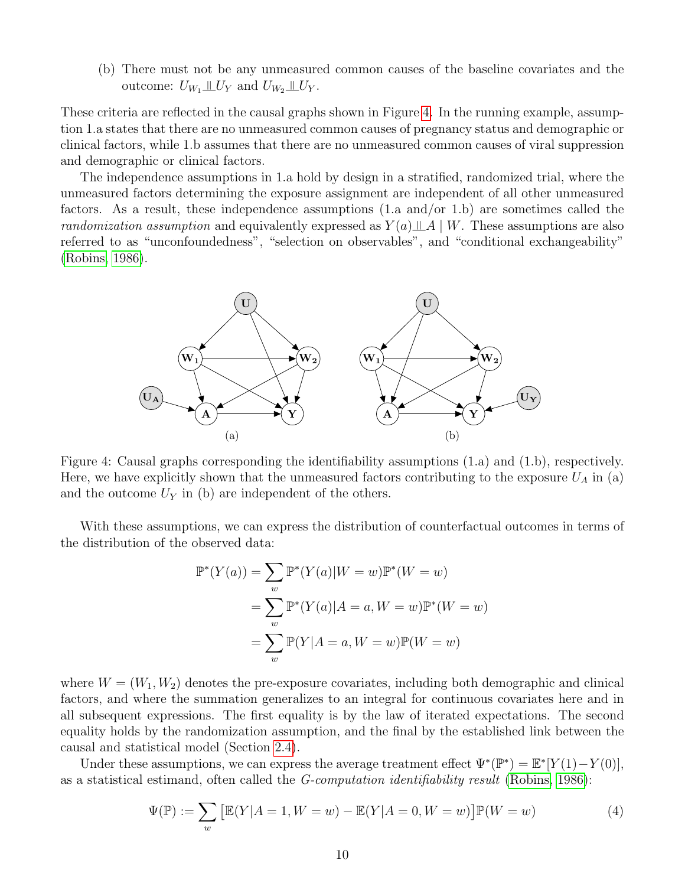(b) There must not be any unmeasured common causes of the baseline covariates and the outcome: $U_{W_1} \perp\!\!\!\perp U_Y$ and $U_{W_2} \perp\!\!\!\perp U_Y$.

These criteria are reflected in the causal graphs shown in Figure 4. In the running example, assumption 1.a states that there are no unmeasured common causes of pregnancy status and demographic or clinical factors, while 1.b assumes that there are no unmeasured common causes of viral suppression and demographic or clinical factors.

The independence assumptions in 1.a hold by design in a stratified, randomized trial, where the unmeasured factors determining the exposure assignment are independent of all other unmeasured factors. As a result, these independence assumptions (1.a and/or 1.b) are sometimes called the *randomization assumption* and equivalently expressed as $Y(a) \perp\!\!\!\perp A \mid W$. These assumptions are also referred to as "unconfoundedness", "selection on observables", and "conditional exchangeability" (Robins, 1986).

Figure 4: Causal graphs corresponding the identifiability assumptions (1.a) and (1.b), respectively. Here, we have explicitly shown that the unmeasured factors contributing to the exposure $U_A$ in (a) and the outcome $U_Y$ in (b) are independent of the others.

With these assumptions, we can express the distribution of counterfactual outcomes in terms of the distribution of the observed data:

$$
\begin{aligned}
\mathbb{P}^*(Y(a)) &= \sum_w \mathbb{P}^*(Y(a)|W = w)\mathbb{P}^*(W = w) \\
&= \sum_w \mathbb{P}^*(Y(a)|A = a, W = w)\mathbb{P}^*(W = w) \\
&= \sum_w \mathbb{P}(Y|A = a, W = w)\mathbb{P}(W = w)
\end{aligned}
$$

where $W = (W_1, W_2)$ denotes the pre-exposure covariates, including both demographic and clinical factors, and where the summation generalizes to an integral for continuous covariates here and in all subsequent expressions. The first equality is by the law of iterated expectations. The second equality holds by the randomization assumption, and the final by the established link between the causal and statistical model (Section 2.4).

Under these assumptions, we can express the average treatment effect $\Psi^*(\mathbb{P}^*) = \mathbb{E}^*[Y(1) - Y(0)]$, as a statistical estimand, often called the *G-computation identifiability result* (Robins, 1986):

$$
\Psi(\mathbb{P}) := \sum_w \big[\mathbb{E}(Y|A = 1, W = w) - \mathbb{E}(Y|A = 0, W = w)\big]\mathbb{P}(W = w) \tag{4}
$$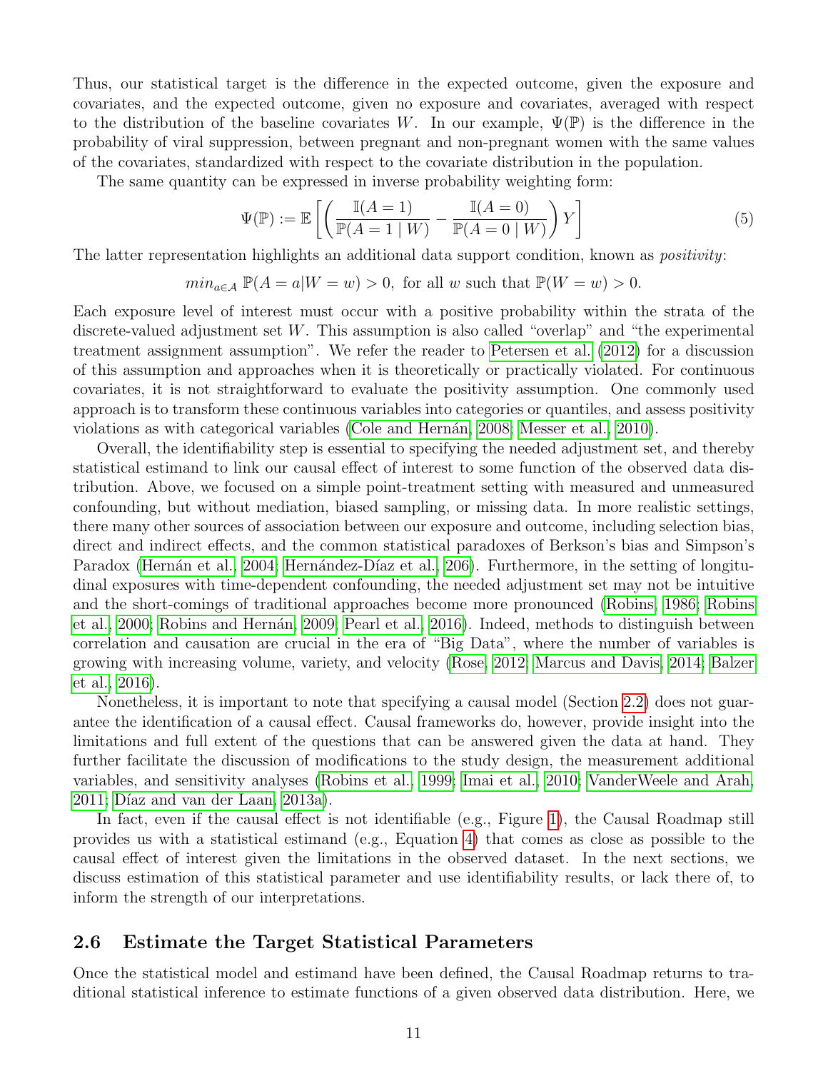Thus, our statistical target is the difference in the expected outcome, given the exposure and covariates, and the expected outcome, given no exposure and covariates, averaged with respect to the distribution of the baseline covariates $W$. In our example, $\Psi(\mathbb{P})$ is the difference in the probability of viral suppression, between pregnant and non-pregnant women with the same values of the covariates, standardized with respect to the covariate distribution in the population.

The same quantity can be expressed in inverse probability weighting form:

$$\Psi(\mathbb{P}) := \mathbb{E}\left[\left(\frac{\mathbb{I}(A=1)}{\mathbb{P}(A=1 \mid W)} - \frac{\mathbb{I}(A=0)}{\mathbb{P}(A=0 \mid W)}\right) Y\right] \tag{5}$$

The latter representation highlights an additional data support condition, known as *positivity*:

$$min_{a \in \mathcal{A}} \ \mathbb{P}(A=a|W=w) > 0, \text{ for all } w \text{ such that } \mathbb{P}(W=w) > 0.$$

Each exposure level of interest must occur with a positive probability within the strata of the discrete-valued adjustment set $W$. This assumption is also called "overlap" and "the experimental treatment assignment assumption". We refer the reader to Petersen et al. (2012) for a discussion of this assumption and approaches when it is theoretically or practically violated. For continuous covariates, it is not straightforward to evaluate the positivity assumption. One commonly used approach is to transform these continuous variables into categories or quantiles, and assess positivity violations as with categorical variables (Cole and Hernán, 2008; Messer et al., 2010).

Overall, the identifiability step is essential to specifying the needed adjustment set, and thereby statistical estimand to link our causal effect of interest to some function of the observed data distribution. Above, we focused on a simple point-treatment setting with measured and unmeasured confounding, but without mediation, biased sampling, or missing data. In more realistic settings, there many other sources of association between our exposure and outcome, including selection bias, direct and indirect effects, and the common statistical paradoxes of Berkson's bias and Simpson's Paradox (Hernán et al., 2004; Hernández-Díaz et al., 206). Furthermore, in the setting of longitudinal exposures with time-dependent confounding, the needed adjustment set may not be intuitive and the short-comings of traditional approaches become more pronounced (Robins, 1986; Robins et al., 2000; Robins and Hernán, 2009; Pearl et al., 2016). Indeed, methods to distinguish between correlation and causation are crucial in the era of "Big Data", where the number of variables is growing with increasing volume, variety, and velocity (Rose, 2012; Marcus and Davis, 2014; Balzer et al., 2016).

Nonetheless, it is important to note that specifying a causal model (Section 2.2) does not guarantee the identification of a causal effect. Causal frameworks do, however, provide insight into the limitations and full extent of the questions that can be answered given the data at hand. They further facilitate the discussion of modifications to the study design, the measurement additional variables, and sensitivity analyses (Robins et al., 1999; Imai et al., 2010; VanderWeele and Arah, 2011; Díaz and van der Laan, 2013a).

In fact, even if the causal effect is not identifiable (e.g., Figure 1), the Causal Roadmap still provides us with a statistical estimand (e.g., Equation 4) that comes as close as possible to the causal effect of interest given the limitations in the observed dataset. In the next sections, we discuss estimation of this statistical parameter and use identifiability results, or lack there of, to inform the strength of our interpretations.

## 2.6 Estimate the Target Statistical Parameters

Once the statistical model and estimand have been defined, the Causal Roadmap returns to traditional statistical inference to estimate functions of a given observed data distribution. Here, we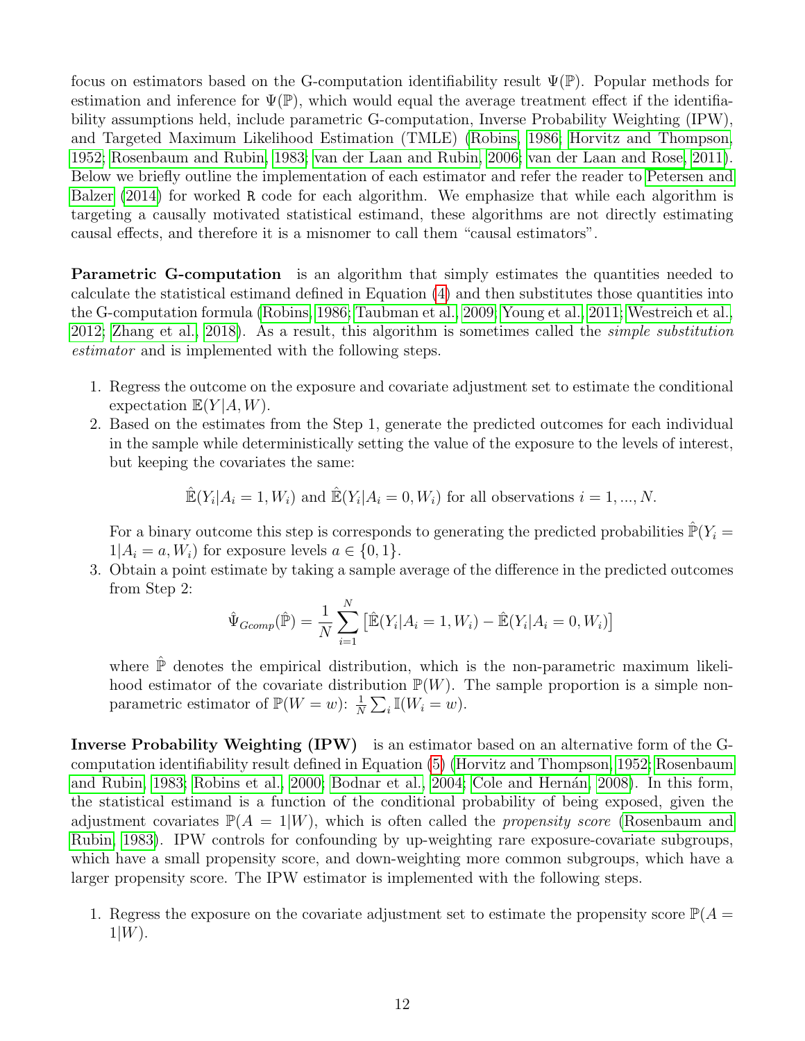focus on estimators based on the G-computation identifiability result $\Psi(\mathbb{P})$. Popular methods for estimation and inference for $\Psi(\mathbb{P})$, which would equal the average treatment effect if the identifiability assumptions held, include parametric G-computation, Inverse Probability Weighting (IPW), and Targeted Maximum Likelihood Estimation (TMLE) (Robins, 1986; Horvitz and Thompson, 1952; Rosenbaum and Rubin, 1983; van der Laan and Rubin, 2006; van der Laan and Rose, 2011). Below we briefly outline the implementation of each estimator and refer the reader to Petersen and Balzer (2014) for worked `R` code for each algorithm. We emphasize that while each algorithm is targeting a causally motivated statistical estimand, these algorithms are not directly estimating causal effects, and therefore it is a misnomer to call them "causal estimators".

**Parametric G-computation** is an algorithm that simply estimates the quantities needed to calculate the statistical estimand defined in Equation (4) and then substitutes those quantities into the G-computation formula (Robins, 1986; Taubman et al., 2009; Young et al., 2011; Westreich et al., 2012; Zhang et al., 2018). As a result, this algorithm is sometimes called the *simple substitution estimator* and is implemented with the following steps.

1. Regress the outcome on the exposure and covariate adjustment set to estimate the conditional expectation $\mathbb{E}(Y|A, W)$.
2. Based on the estimates from the Step 1, generate the predicted outcomes for each individual in the sample while deterministically setting the value of the exposure to the levels of interest, but keeping the covariates the same:

$$\hat{\mathbb{E}}(Y_i|A_i = 1, W_i) \text{ and } \hat{\mathbb{E}}(Y_i|A_i = 0, W_i) \text{ for all observations } i = 1, ..., N.$$

   For a binary outcome this step is corresponds to generating the predicted probabilities $\hat{\mathbb{P}}(Y_i = 1|A_i = a, W_i)$ for exposure levels $a \in \{0, 1\}$.
3. Obtain a point estimate by taking a sample average of the difference in the predicted outcomes from Step 2:

$$\hat{\Psi}_{Gcomp}(\hat{\mathbb{P}}) = \frac{1}{N}\sum_{i=1}^{N}\left[\hat{\mathbb{E}}(Y_i|A_i = 1, W_i) - \hat{\mathbb{E}}(Y_i|A_i = 0, W_i)\right]$$

   where $\hat{\mathbb{P}}$ denotes the empirical distribution, which is the non-parametric maximum likelihood estimator of the covariate distribution $\mathbb{P}(W)$. The sample proportion is a simple non-parametric estimator of $\mathbb{P}(W = w)$: $\frac{1}{N}\sum_i \mathbb{I}(W_i = w)$.

**Inverse Probability Weighting (IPW)** is an estimator based on an alternative form of the G-computation identifiability result defined in Equation (5) (Horvitz and Thompson, 1952; Rosenbaum and Rubin, 1983; Robins et al., 2000; Bodnar et al., 2004; Cole and Hernán, 2008). In this form, the statistical estimand is a function of the conditional probability of being exposed, given the adjustment covariates $\mathbb{P}(A = 1|W)$, which is often called the *propensity score* (Rosenbaum and Rubin, 1983). IPW controls for confounding by up-weighting rare exposure-covariate subgroups, which have a small propensity score, and down-weighting more common subgroups, which have a larger propensity score. The IPW estimator is implemented with the following steps.

1. Regress the exposure on the covariate adjustment set to estimate the propensity score $\mathbb{P}(A = 1|W)$.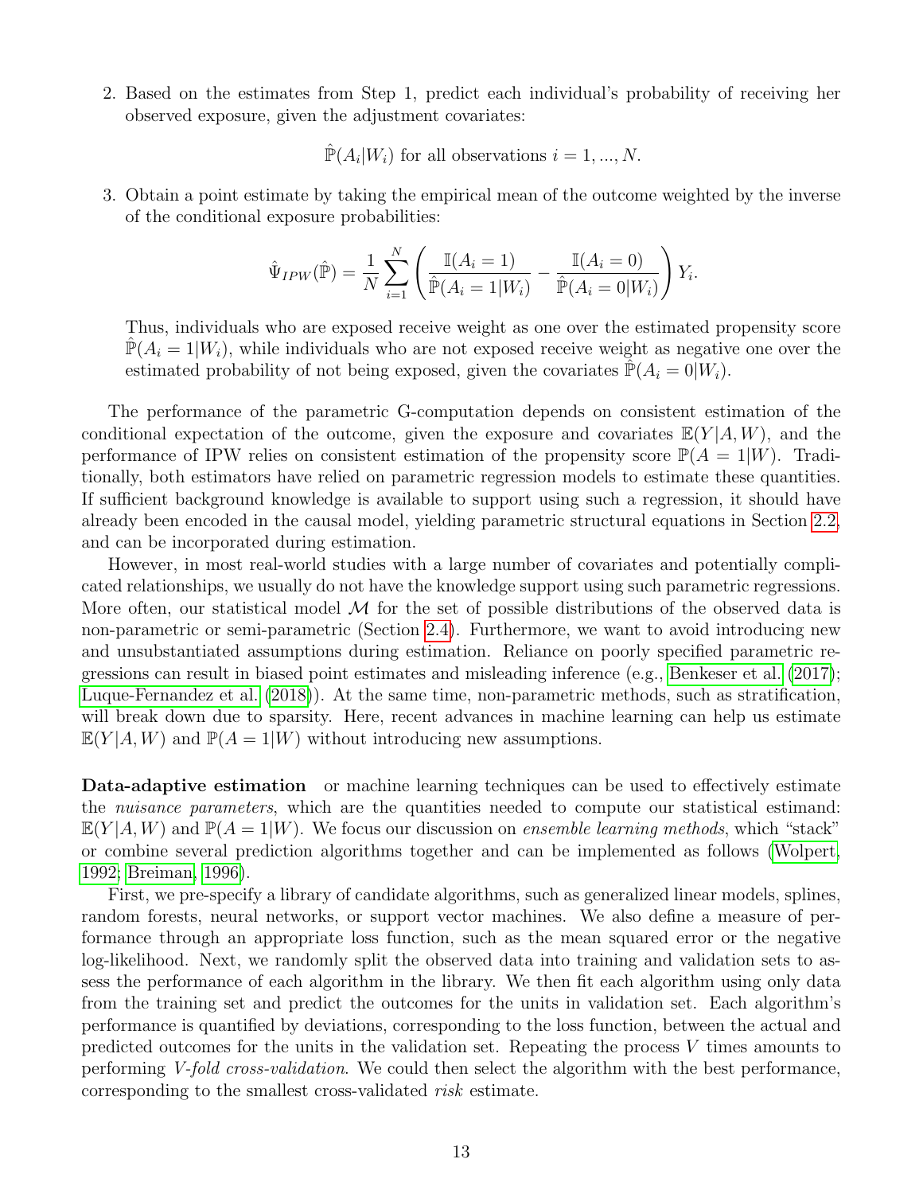2. Based on the estimates from Step 1, predict each individual's probability of receiving her observed exposure, given the adjustment covariates:

   $$\hat{\mathbb{P}}(A_i|W_i) \text{ for all observations } i = 1, ..., N.$$

3. Obtain a point estimate by taking the empirical mean of the outcome weighted by the inverse of the conditional exposure probabilities:

   $$\hat{\Psi}_{IPW}(\hat{\mathbb{P}}) = \frac{1}{N} \sum_{i=1}^{N} \left( \frac{\mathbb{I}(A_i = 1)}{\hat{\mathbb{P}}(A_i = 1|W_i)} - \frac{\mathbb{I}(A_i = 0)}{\hat{\mathbb{P}}(A_i = 0|W_i)} \right) Y_i.$$

   Thus, individuals who are exposed receive weight as one over the estimated propensity score $\hat{\mathbb{P}}(A_i = 1|W_i)$, while individuals who are not exposed receive weight as negative one over the estimated probability of not being exposed, given the covariates $\hat{\mathbb{P}}(A_i = 0|W_i)$.

The performance of the parametric G-computation depends on consistent estimation of the conditional expectation of the outcome, given the exposure and covariates $\mathbb{E}(Y|A, W)$, and the performance of IPW relies on consistent estimation of the propensity score $\mathbb{P}(A = 1|W)$. Traditionally, both estimators have relied on parametric regression models to estimate these quantities. If sufficient background knowledge is available to support using such a regression, it should have already been encoded in the causal model, yielding parametric structural equations in Section 2.2, and can be incorporated during estimation.

However, in most real-world studies with a large number of covariates and potentially complicated relationships, we usually do not have the knowledge support using such parametric regressions. More often, our statistical model $\mathcal{M}$ for the set of possible distributions of the observed data is non-parametric or semi-parametric (Section 2.4). Furthermore, we want to avoid introducing new and unsubstantiated assumptions during estimation. Reliance on poorly specified parametric regressions can result in biased point estimates and misleading inference (e.g., Benkeser et al. (2017); Luque-Fernandez et al. (2018)). At the same time, non-parametric methods, such as stratification, will break down due to sparsity. Here, recent advances in machine learning can help us estimate $\mathbb{E}(Y|A, W)$ and $\mathbb{P}(A = 1|W)$ without introducing new assumptions.

**Data-adaptive estimation** or machine learning techniques can be used to effectively estimate the *nuisance parameters*, which are the quantities needed to compute our statistical estimand: $\mathbb{E}(Y|A, W)$ and $\mathbb{P}(A = 1|W)$. We focus our discussion on *ensemble learning methods*, which "stack" or combine several prediction algorithms together and can be implemented as follows (Wolpert, 1992; Breiman, 1996).

First, we pre-specify a library of candidate algorithms, such as generalized linear models, splines, random forests, neural networks, or support vector machines. We also define a measure of performance through an appropriate loss function, such as the mean squared error or the negative log-likelihood. Next, we randomly split the observed data into training and validation sets to assess the performance of each algorithm in the library. We then fit each algorithm using only data from the training set and predict the outcomes for the units in validation set. Each algorithm's performance is quantified by deviations, corresponding to the loss function, between the actual and predicted outcomes for the units in the validation set. Repeating the process $V$ times amounts to performing *V-fold cross-validation*. We could then select the algorithm with the best performance, corresponding to the smallest cross-validated *risk* estimate.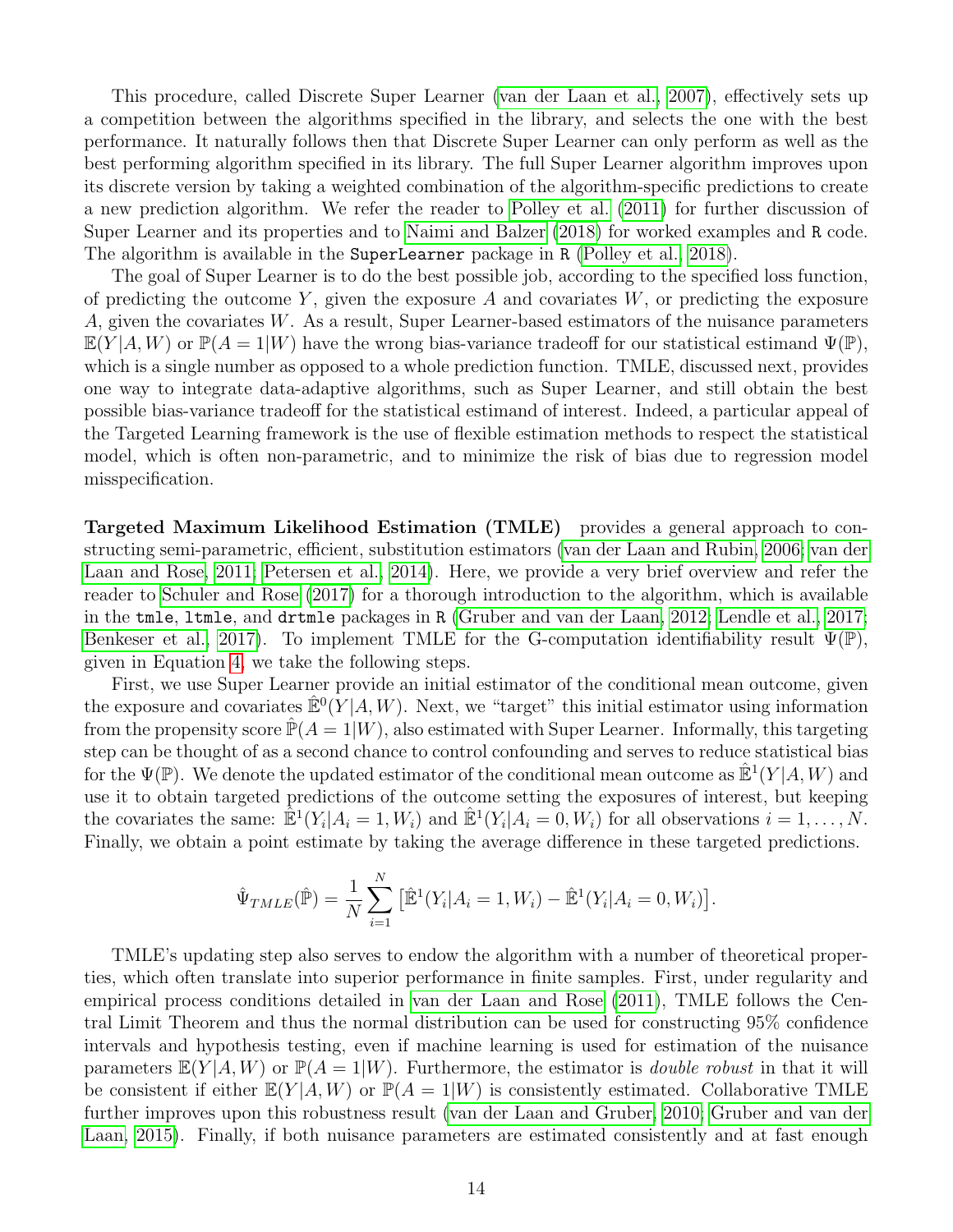This procedure, called Discrete Super Learner (van der Laan et al., 2007), effectively sets up a competition between the algorithms specified in the library, and selects the one with the best performance. It naturally follows then that Discrete Super Learner can only perform as well as the best performing algorithm specified in its library. The full Super Learner algorithm improves upon its discrete version by taking a weighted combination of the algorithm-specific predictions to create a new prediction algorithm. We refer the reader to Polley et al. (2011) for further discussion of Super Learner and its properties and to Naimi and Balzer (2018) for worked examples and `R` code. The algorithm is available in the `SuperLearner` package in `R` (Polley et al., 2018).

The goal of Super Learner is to do the best possible job, according to the specified loss function, of predicting the outcome $Y$, given the exposure $A$ and covariates $W$, or predicting the exposure $A$, given the covariates $W$. As a result, Super Learner-based estimators of the nuisance parameters $\mathbb{E}(Y|A,W)$ or $\mathbb{P}(A=1|W)$ have the wrong bias-variance tradeoff for our statistical estimand $\Psi(\mathbb{P})$, which is a single number as opposed to a whole prediction function. TMLE, discussed next, provides one way to integrate data-adaptive algorithms, such as Super Learner, and still obtain the best possible bias-variance tradeoff for the statistical estimand of interest. Indeed, a particular appeal of the Targeted Learning framework is the use of flexible estimation methods to respect the statistical model, which is often non-parametric, and to minimize the risk of bias due to regression model misspecification.

**Targeted Maximum Likelihood Estimation (TMLE)** provides a general approach to constructing semi-parametric, efficient, substitution estimators (van der Laan and Rubin, 2006; van der Laan and Rose, 2011; Petersen et al., 2014). Here, we provide a very brief overview and refer the reader to Schuler and Rose (2017) for a thorough introduction to the algorithm, which is available in the `tmle`, `ltmle`, and `drtmle` packages in `R` (Gruber and van der Laan, 2012; Lendle et al., 2017; Benkeser et al., 2017). To implement TMLE for the G-computation identifiability result $\Psi(\mathbb{P})$, given in Equation 4, we take the following steps.

First, we use Super Learner provide an initial estimator of the conditional mean outcome, given the exposure and covariates $\hat{\mathbb{E}}^0(Y|A,W)$. Next, we "target" this initial estimator using information from the propensity score $\hat{\mathbb{P}}(A=1|W)$, also estimated with Super Learner. Informally, this targeting step can be thought of as a second chance to control confounding and serves to reduce statistical bias for the $\Psi(\mathbb{P})$. We denote the updated estimator of the conditional mean outcome as $\hat{\mathbb{E}}^1(Y|A,W)$ and use it to obtain targeted predictions of the outcome setting the exposures of interest, but keeping the covariates the same: $\hat{\mathbb{E}}^1(Y_i|A_i=1,W_i)$ and $\hat{\mathbb{E}}^1(Y_i|A_i=0,W_i)$ for all observations $i=1,\ldots,N$. Finally, we obtain a point estimate by taking the average difference in these targeted predictions.

$$\hat{\Psi}_{TMLE}(\hat{\mathbb{P}}) = \frac{1}{N}\sum_{i=1}^{N}\left[\hat{\mathbb{E}}^1(Y_i|A_i=1,W_i) - \hat{\mathbb{E}}^1(Y_i|A_i=0,W_i)\right].$$

TMLE's updating step also serves to endow the algorithm with a number of theoretical properties, which often translate into superior performance in finite samples. First, under regularity and empirical process conditions detailed in van der Laan and Rose (2011), TMLE follows the Central Limit Theorem and thus the normal distribution can be used for constructing 95% confidence intervals and hypothesis testing, even if machine learning is used for estimation of the nuisance parameters $\mathbb{E}(Y|A,W)$ or $\mathbb{P}(A=1|W)$. Furthermore, the estimator is *double robust* in that it will be consistent if either $\mathbb{E}(Y|A,W)$ or $\mathbb{P}(A=1|W)$ is consistently estimated. Collaborative TMLE further improves upon this robustness result (van der Laan and Gruber, 2010; Gruber and van der Laan, 2015). Finally, if both nuisance parameters are estimated consistently and at fast enough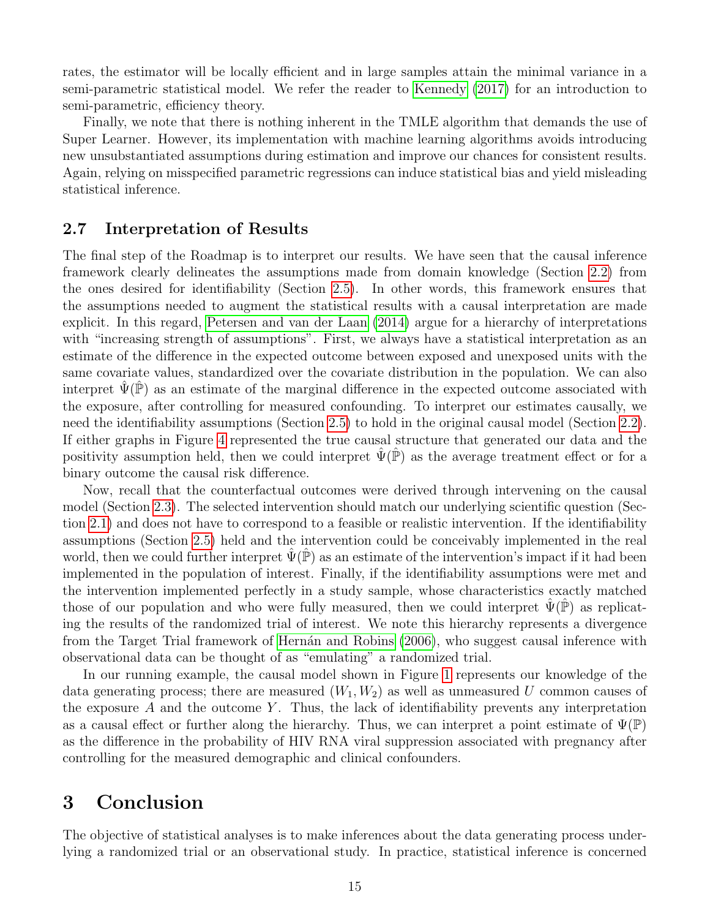rates, the estimator will be locally efficient and in large samples attain the minimal variance in a semi-parametric statistical model. We refer the reader to Kennedy (2017) for an introduction to semi-parametric, efficiency theory.

Finally, we note that there is nothing inherent in the TMLE algorithm that demands the use of Super Learner. However, its implementation with machine learning algorithms avoids introducing new unsubstantiated assumptions during estimation and improve our chances for consistent results. Again, relying on misspecified parametric regressions can induce statistical bias and yield misleading statistical inference.

### 2.7 Interpretation of Results

The final step of the Roadmap is to interpret our results. We have seen that the causal inference framework clearly delineates the assumptions made from domain knowledge (Section 2.2) from the ones desired for identifiability (Section 2.5). In other words, this framework ensures that the assumptions needed to augment the statistical results with a causal interpretation are made explicit. In this regard, Petersen and van der Laan (2014) argue for a hierarchy of interpretations with "increasing strength of assumptions". First, we always have a statistical interpretation as an estimate of the difference in the expected outcome between exposed and unexposed units with the same covariate values, standardized over the covariate distribution in the population. We can also interpret $\hat{\Psi}(\hat{\mathbb{P}})$ as an estimate of the marginal difference in the expected outcome associated with the exposure, after controlling for measured confounding. To interpret our estimates causally, we need the identifiability assumptions (Section 2.5) to hold in the original causal model (Section 2.2). If either graphs in Figure 4 represented the true causal structure that generated our data and the positivity assumption held, then we could interpret $\hat{\Psi}(\hat{\mathbb{P}})$ as the average treatment effect or for a binary outcome the causal risk difference.

Now, recall that the counterfactual outcomes were derived through intervening on the causal model (Section 2.3). The selected intervention should match our underlying scientific question (Section 2.1) and does not have to correspond to a feasible or realistic intervention. If the identifiability assumptions (Section 2.5) held and the intervention could be conceivably implemented in the real world, then we could further interpret $\hat{\Psi}(\hat{\mathbb{P}})$ as an estimate of the intervention's impact if it had been implemented in the population of interest. Finally, if the identifiability assumptions were met and the intervention implemented perfectly in a study sample, whose characteristics exactly matched those of our population and who were fully measured, then we could interpret $\hat{\Psi}(\hat{\mathbb{P}})$ as replicating the results of the randomized trial of interest. We note this hierarchy represents a divergence from the Target Trial framework of Hernán and Robins (2006), who suggest causal inference with observational data can be thought of as "emulating" a randomized trial.

In our running example, the causal model shown in Figure 1 represents our knowledge of the data generating process; there are measured $(W_1, W_2)$ as well as unmeasured $U$ common causes of the exposure $A$ and the outcome $Y$. Thus, the lack of identifiability prevents any interpretation as a causal effect or further along the hierarchy. Thus, we can interpret a point estimate of $\Psi(\mathbb{P})$ as the difference in the probability of HIV RNA viral suppression associated with pregnancy after controlling for the measured demographic and clinical confounders.

# 3 Conclusion

The objective of statistical analyses is to make inferences about the data generating process underlying a randomized trial or an observational study. In practice, statistical inference is concerned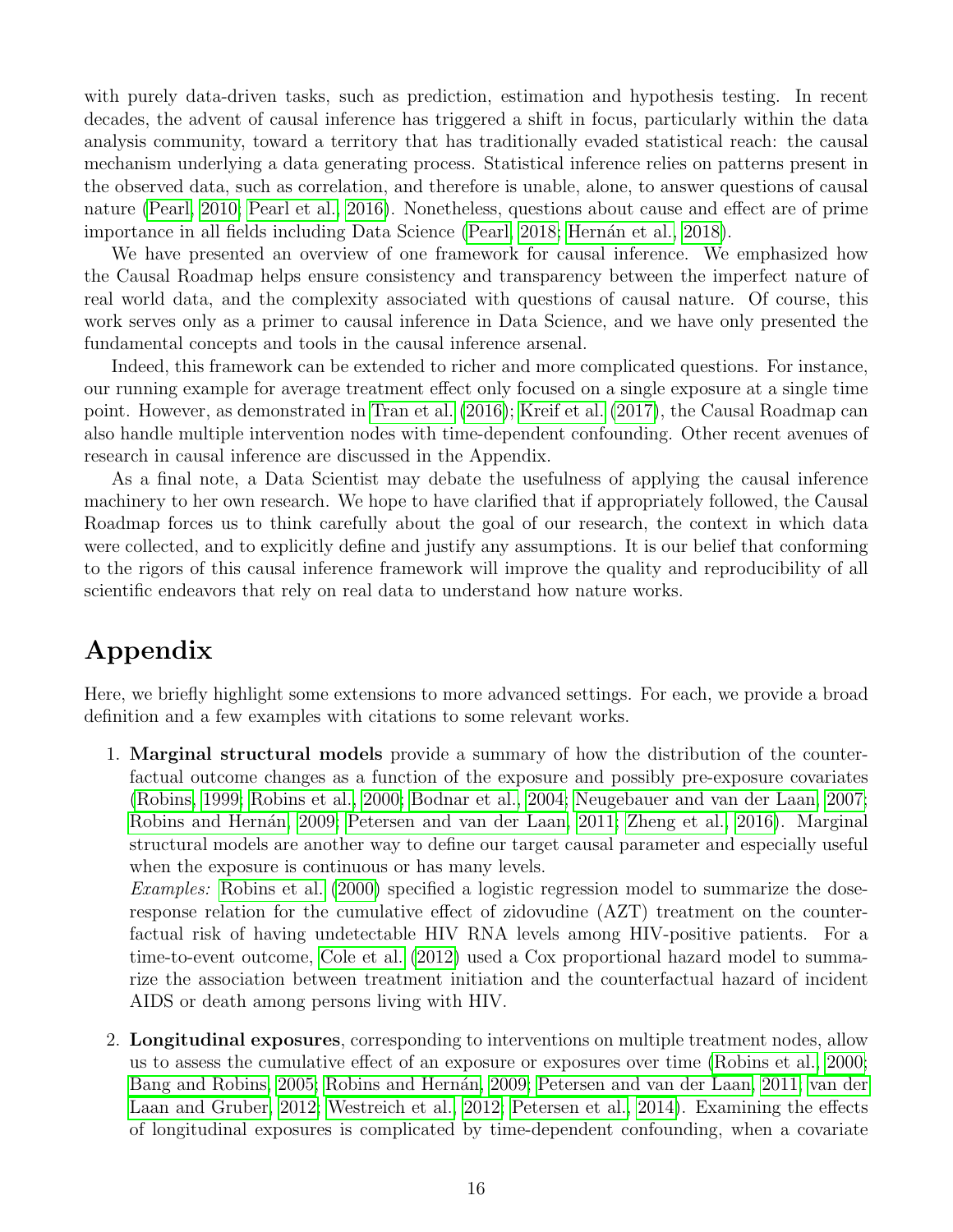with purely data-driven tasks, such as prediction, estimation and hypothesis testing. In recent decades, the advent of causal inference has triggered a shift in focus, particularly within the data analysis community, toward a territory that has traditionally evaded statistical reach: the causal mechanism underlying a data generating process. Statistical inference relies on patterns present in the observed data, such as correlation, and therefore is unable, alone, to answer questions of causal nature (Pearl, 2010; Pearl et al., 2016). Nonetheless, questions about cause and effect are of prime importance in all fields including Data Science (Pearl, 2018; Hernán et al., 2018).

We have presented an overview of one framework for causal inference. We emphasized how the Causal Roadmap helps ensure consistency and transparency between the imperfect nature of real world data, and the complexity associated with questions of causal nature. Of course, this work serves only as a primer to causal inference in Data Science, and we have only presented the fundamental concepts and tools in the causal inference arsenal.

Indeed, this framework can be extended to richer and more complicated questions. For instance, our running example for average treatment effect only focused on a single exposure at a single time point. However, as demonstrated in Tran et al. (2016); Kreif et al. (2017), the Causal Roadmap can also handle multiple intervention nodes with time-dependent confounding. Other recent avenues of research in causal inference are discussed in the Appendix.

As a final note, a Data Scientist may debate the usefulness of applying the causal inference machinery to her own research. We hope to have clarified that if appropriately followed, the Causal Roadmap forces us to think carefully about the goal of our research, the context in which data were collected, and to explicitly define and justify any assumptions. It is our belief that conforming to the rigors of this causal inference framework will improve the quality and reproducibility of all scientific endeavors that rely on real data to understand how nature works.

# Appendix

Here, we briefly highlight some extensions to more advanced settings. For each, we provide a broad definition and a few examples with citations to some relevant works.

1. **Marginal structural models** provide a summary of how the distribution of the counterfactual outcome changes as a function of the exposure and possibly pre-exposure covariates (Robins, 1999; Robins et al., 2000; Bodnar et al., 2004; Neugebauer and van der Laan, 2007; Robins and Hernán, 2009; Petersen and van der Laan, 2011; Zheng et al., 2016). Marginal structural models are another way to define our target causal parameter and especially useful when the exposure is continuous or has many levels.
   *Examples:* Robins et al. (2000) specified a logistic regression model to summarize the dose-response relation for the cumulative effect of zidovudine (AZT) treatment on the counterfactual risk of having undetectable HIV RNA levels among HIV-positive patients. For a time-to-event outcome, Cole et al. (2012) used a Cox proportional hazard model to summarize the association between treatment initiation and the counterfactual hazard of incident AIDS or death among persons living with HIV.

2. **Longitudinal exposures**, corresponding to interventions on multiple treatment nodes, allow us to assess the cumulative effect of an exposure or exposures over time (Robins et al., 2000; Bang and Robins, 2005; Robins and Hernán, 2009; Petersen and van der Laan, 2011; van der Laan and Gruber, 2012; Westreich et al., 2012; Petersen et al., 2014). Examining the effects of longitudinal exposures is complicated by time-dependent confounding, when a covariate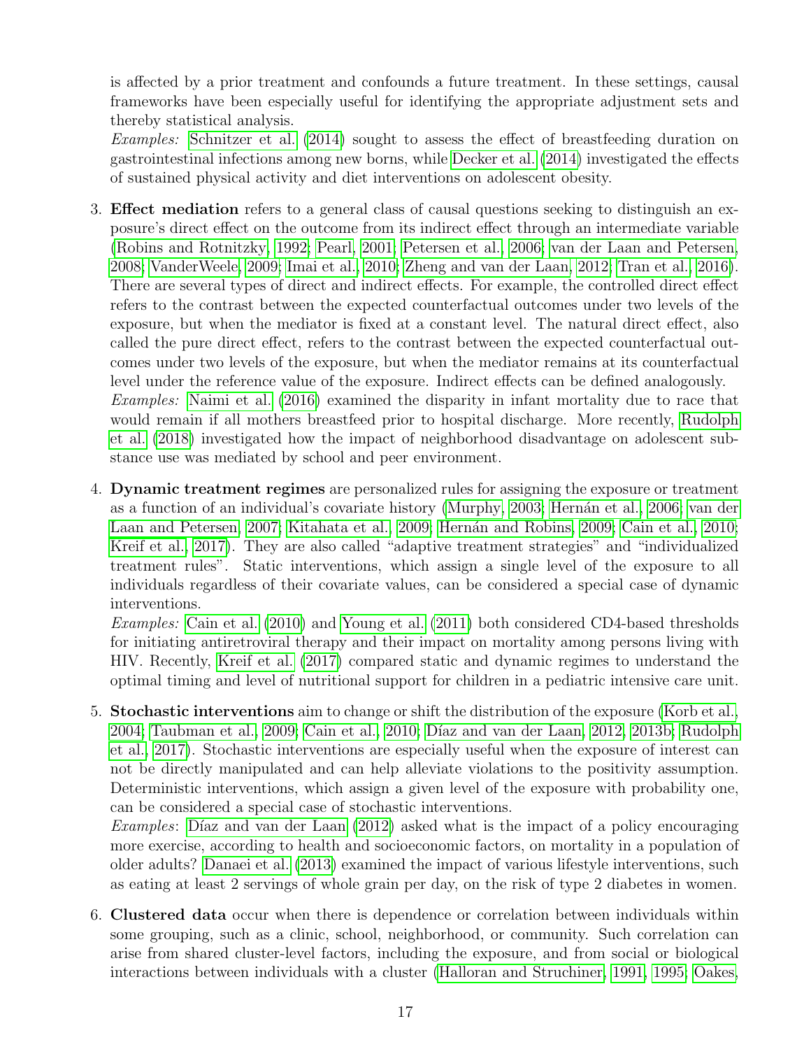is affected by a prior treatment and confounds a future treatment. In these settings, causal frameworks have been especially useful for identifying the appropriate adjustment sets and thereby statistical analysis.
*Examples:* Schnitzer et al. (2014) sought to assess the effect of breastfeeding duration on gastrointestinal infections among new borns, while Decker et al. (2014) investigated the effects of sustained physical activity and diet interventions on adolescent obesity.

3. **Effect mediation** refers to a general class of causal questions seeking to distinguish an exposure's direct effect on the outcome from its indirect effect through an intermediate variable (Robins and Rotnitzky, 1992; Pearl, 2001; Petersen et al., 2006; van der Laan and Petersen, 2008; VanderWeele, 2009; Imai et al., 2010; Zheng and van der Laan, 2012; Tran et al., 2016). There are several types of direct and indirect effects. For example, the controlled direct effect refers to the contrast between the expected counterfactual outcomes under two levels of the exposure, but when the mediator is fixed at a constant level. The natural direct effect, also called the pure direct effect, refers to the contrast between the expected counterfactual outcomes under two levels of the exposure, but when the mediator remains at its counterfactual level under the reference value of the exposure. Indirect effects can be defined analogously.
*Examples:* Naimi et al. (2016) examined the disparity in infant mortality due to race that would remain if all mothers breastfeed prior to hospital discharge. More recently, Rudolph et al. (2018) investigated how the impact of neighborhood disadvantage on adolescent substance use was mediated by school and peer environment.

4. **Dynamic treatment regimes** are personalized rules for assigning the exposure or treatment as a function of an individual's covariate history (Murphy, 2003; Hernán et al., 2006; van der Laan and Petersen, 2007; Kitahata et al., 2009; Hernán and Robins, 2009; Cain et al., 2010; Kreif et al., 2017). They are also called "adaptive treatment strategies" and "individualized treatment rules". Static interventions, which assign a single level of the exposure to all individuals regardless of their covariate values, can be considered a special case of dynamic interventions.
*Examples:* Cain et al. (2010) and Young et al. (2011) both considered CD4-based thresholds for initiating antiretroviral therapy and their impact on mortality among persons living with HIV. Recently, Kreif et al. (2017) compared static and dynamic regimes to understand the optimal timing and level of nutritional support for children in a pediatric intensive care unit.

5. **Stochastic interventions** aim to change or shift the distribution of the exposure (Korb et al., 2004; Taubman et al., 2009; Cain et al., 2010; Díaz and van der Laan, 2012, 2013b; Rudolph et al., 2017). Stochastic interventions are especially useful when the exposure of interest can not be directly manipulated and can help alleviate violations to the positivity assumption. Deterministic interventions, which assign a given level of the exposure with probability one, can be considered a special case of stochastic interventions.
*Examples*: Díaz and van der Laan (2012) asked what is the impact of a policy encouraging more exercise, according to health and socioeconomic factors, on mortality in a population of older adults? Danaei et al. (2013) examined the impact of various lifestyle interventions, such as eating at least 2 servings of whole grain per day, on the risk of type 2 diabetes in women.

6. **Clustered data** occur when there is dependence or correlation between individuals within some grouping, such as a clinic, school, neighborhood, or community. Such correlation can arise from shared cluster-level factors, including the exposure, and from social or biological interactions between individuals with a cluster (Halloran and Struchiner, 1991, 1995; Oakes,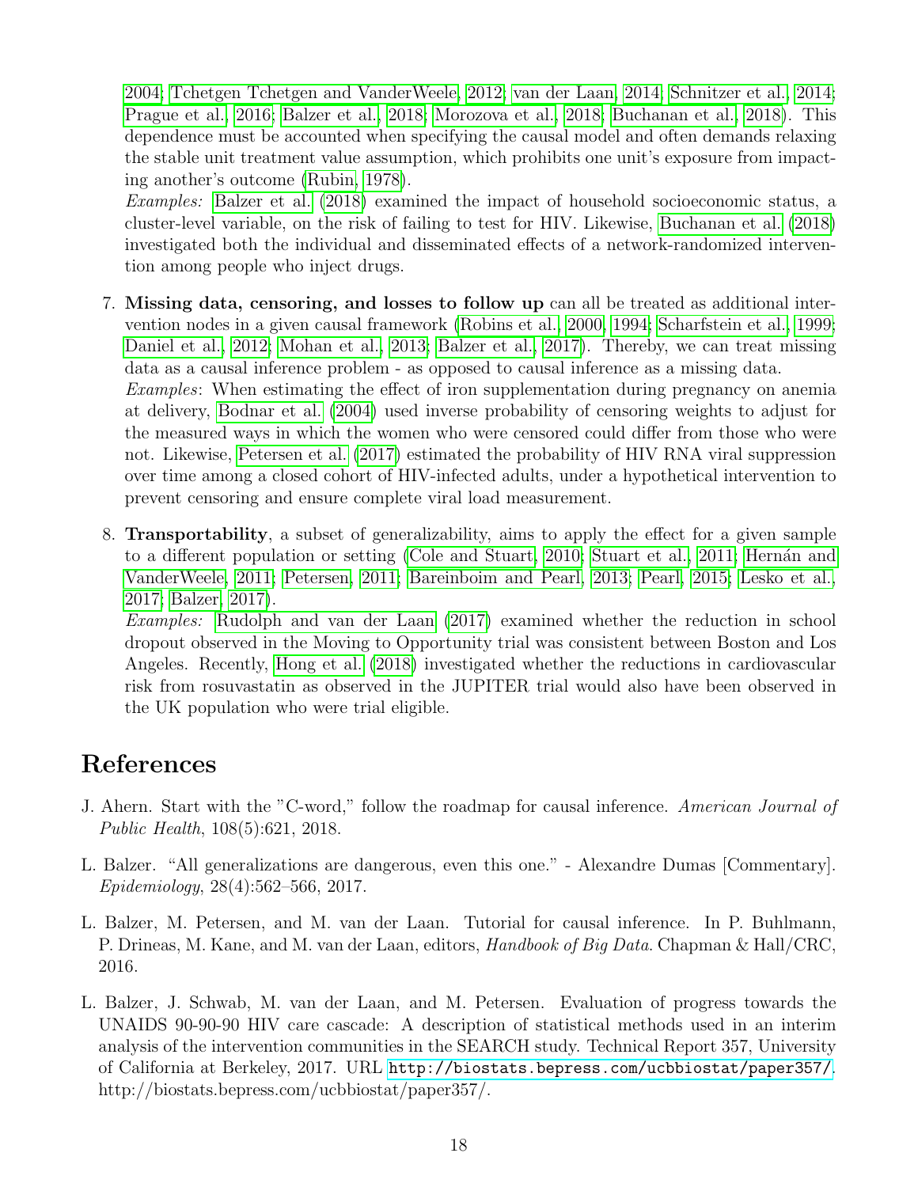2004; Tchetgen Tchetgen and VanderWeele, 2012; van der Laan, 2014; Schnitzer et al., 2014; Prague et al., 2016; Balzer et al., 2018; Morozova et al., 2018; Buchanan et al., 2018). This dependence must be accounted when specifying the causal model and often demands relaxing the stable unit treatment value assumption, which prohibits one unit's exposure from impacting another's outcome (Rubin, 1978).
*Examples:* Balzer et al. (2018) examined the impact of household socioeconomic status, a cluster-level variable, on the risk of failing to test for HIV. Likewise, Buchanan et al. (2018) investigated both the individual and disseminated effects of a network-randomized intervention among people who inject drugs.

7. **Missing data, censoring, and losses to follow up** can all be treated as additional intervention nodes in a given causal framework (Robins et al., 2000, 1994; Scharfstein et al., 1999; Daniel et al., 2012; Mohan et al., 2013; Balzer et al., 2017). Thereby, we can treat missing data as a causal inference problem - as opposed to causal inference as a missing data.
*Examples*: When estimating the effect of iron supplementation during pregnancy on anemia at delivery, Bodnar et al. (2004) used inverse probability of censoring weights to adjust for the measured ways in which the women who were censored could differ from those who were not. Likewise, Petersen et al. (2017) estimated the probability of HIV RNA viral suppression over time among a closed cohort of HIV-infected adults, under a hypothetical intervention to prevent censoring and ensure complete viral load measurement.

8. **Transportability**, a subset of generalizability, aims to apply the effect for a given sample to a different population or setting (Cole and Stuart, 2010; Stuart et al., 2011; Hernán and VanderWeele, 2011; Petersen, 2011; Bareinboim and Pearl, 2013; Pearl, 2015; Lesko et al., 2017; Balzer, 2017).
*Examples:* Rudolph and van der Laan (2017) examined whether the reduction in school dropout observed in the Moving to Opportunity trial was consistent between Boston and Los Angeles. Recently, Hong et al. (2018) investigated whether the reductions in cardiovascular risk from rosuvastatin as observed in the JUPITER trial would also have been observed in the UK population who were trial eligible.

# References

J. Ahern. Start with the "C-word," follow the roadmap for causal inference. *American Journal of Public Health*, 108(5):621, 2018.

L. Balzer. "All generalizations are dangerous, even this one." - Alexandre Dumas [Commentary]. *Epidemiology*, 28(4):562–566, 2017.

L. Balzer, M. Petersen, and M. van der Laan. Tutorial for causal inference. In P. Buhlmann, P. Drineas, M. Kane, and M. van der Laan, editors, *Handbook of Big Data*. Chapman & Hall/CRC, 2016.

L. Balzer, J. Schwab, M. van der Laan, and M. Petersen. Evaluation of progress towards the UNAIDS 90-90-90 HIV care cascade: A description of statistical methods used in an interim analysis of the intervention communities in the SEARCH study. Technical Report 357, University of California at Berkeley, 2017. URL http://biostats.bepress.com/ucbbiostat/paper357/. http://biostats.bepress.com/ucbbiostat/paper357/.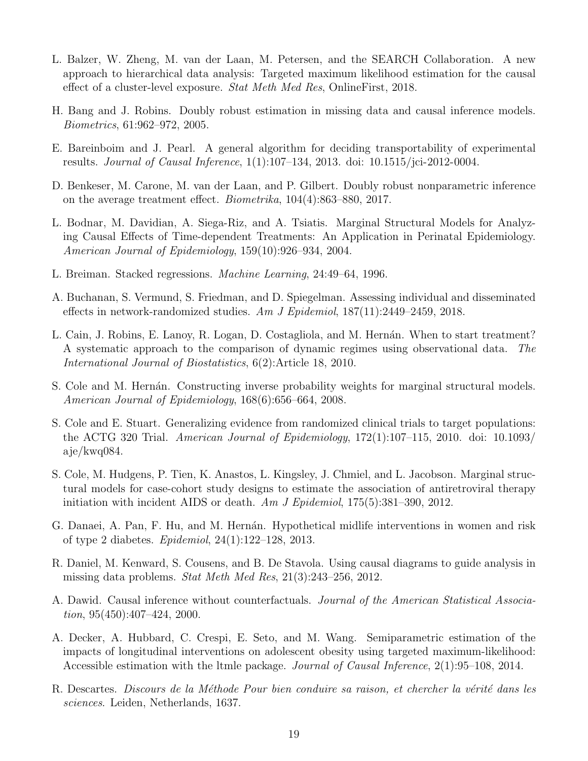L. Balzer, W. Zheng, M. van der Laan, M. Petersen, and the SEARCH Collaboration. A new approach to hierarchical data analysis: Targeted maximum likelihood estimation for the causal effect of a cluster-level exposure. *Stat Meth Med Res*, OnlineFirst, 2018.

H. Bang and J. Robins. Doubly robust estimation in missing data and causal inference models. *Biometrics*, 61:962–972, 2005.

E. Bareinboim and J. Pearl. A general algorithm for deciding transportability of experimental results. *Journal of Causal Inference*, 1(1):107–134, 2013. doi: 10.1515/jci-2012-0004.

D. Benkeser, M. Carone, M. van der Laan, and P. Gilbert. Doubly robust nonparametric inference on the average treatment effect. *Biometrika*, 104(4):863–880, 2017.

L. Bodnar, M. Davidian, A. Siega-Riz, and A. Tsiatis. Marginal Structural Models for Analyzing Causal Effects of Time-dependent Treatments: An Application in Perinatal Epidemiology. *American Journal of Epidemiology*, 159(10):926–934, 2004.

L. Breiman. Stacked regressions. *Machine Learning*, 24:49–64, 1996.

A. Buchanan, S. Vermund, S. Friedman, and D. Spiegelman. Assessing individual and disseminated effects in network-randomized studies. *Am J Epidemiol*, 187(11):2449–2459, 2018.

L. Cain, J. Robins, E. Lanoy, R. Logan, D. Costagliola, and M. Hernán. When to start treatment? A systematic approach to the comparison of dynamic regimes using observational data. *The International Journal of Biostatistics*, 6(2):Article 18, 2010.

S. Cole and M. Hernán. Constructing inverse probability weights for marginal structural models. *American Journal of Epidemiology*, 168(6):656–664, 2008.

S. Cole and E. Stuart. Generalizing evidence from randomized clinical trials to target populations: the ACTG 320 Trial. *American Journal of Epidemiology*, 172(1):107–115, 2010. doi: 10.1093/aje/kwq084.

S. Cole, M. Hudgens, P. Tien, K. Anastos, L. Kingsley, J. Chmiel, and L. Jacobson. Marginal structural models for case-cohort study designs to estimate the association of antiretroviral therapy initiation with incident AIDS or death. *Am J Epidemiol*, 175(5):381–390, 2012.

G. Danaei, A. Pan, F. Hu, and M. Hernán. Hypothetical midlife interventions in women and risk of type 2 diabetes. *Epidemiol*, 24(1):122–128, 2013.

R. Daniel, M. Kenward, S. Cousens, and B. De Stavola. Using causal diagrams to guide analysis in missing data problems. *Stat Meth Med Res*, 21(3):243–256, 2012.

A. Dawid. Causal inference without counterfactuals. *Journal of the American Statistical Association*, 95(450):407–424, 2000.

A. Decker, A. Hubbard, C. Crespi, E. Seto, and M. Wang. Semiparametric estimation of the impacts of longitudinal interventions on adolescent obesity using targeted maximum-likelihood: Accessible estimation with the ltmle package. *Journal of Causal Inference*, 2(1):95–108, 2014.

R. Descartes. *Discours de la Méthode Pour bien conduire sa raison, et chercher la vérité dans les sciences*. Leiden, Netherlands, 1637.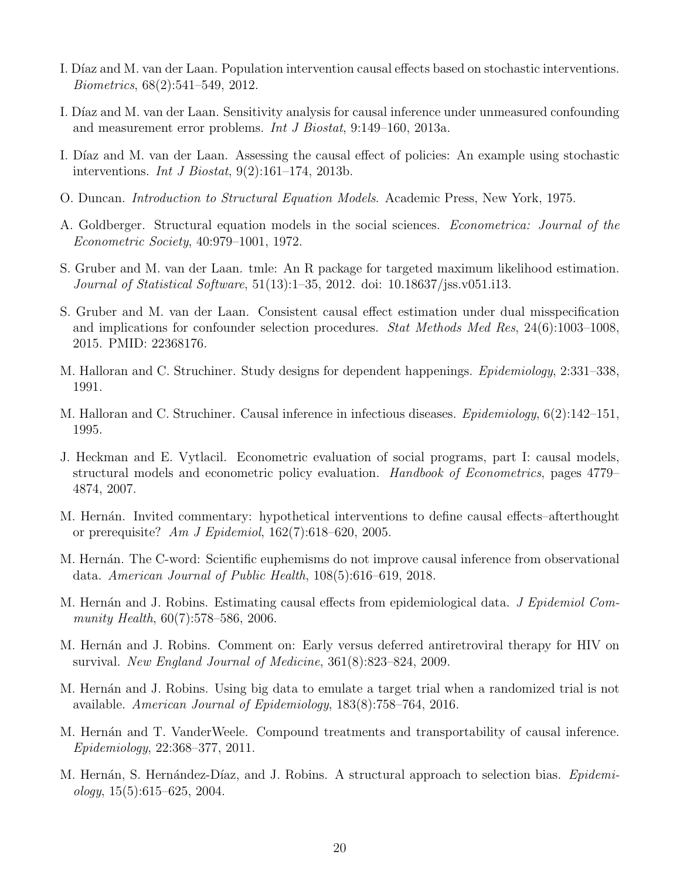I. Díaz and M. van der Laan. Population intervention causal effects based on stochastic interventions. *Biometrics*, 68(2):541–549, 2012.

I. Díaz and M. van der Laan. Sensitivity analysis for causal inference under unmeasured confounding and measurement error problems. *Int J Biostat*, 9:149–160, 2013a.

I. Díaz and M. van der Laan. Assessing the causal effect of policies: An example using stochastic interventions. *Int J Biostat*, 9(2):161–174, 2013b.

O. Duncan. *Introduction to Structural Equation Models*. Academic Press, New York, 1975.

A. Goldberger. Structural equation models in the social sciences. *Econometrica: Journal of the Econometric Society*, 40:979–1001, 1972.

S. Gruber and M. van der Laan. tmle: An R package for targeted maximum likelihood estimation. *Journal of Statistical Software*, 51(13):1–35, 2012. doi: 10.18637/jss.v051.i13.

S. Gruber and M. van der Laan. Consistent causal effect estimation under dual misspecification and implications for confounder selection procedures. *Stat Methods Med Res*, 24(6):1003–1008, 2015. PMID: 22368176.

M. Halloran and C. Struchiner. Study designs for dependent happenings. *Epidemiology*, 2:331–338, 1991.

M. Halloran and C. Struchiner. Causal inference in infectious diseases. *Epidemiology*, 6(2):142–151, 1995.

J. Heckman and E. Vytlacil. Econometric evaluation of social programs, part I: causal models, structural models and econometric policy evaluation. *Handbook of Econometrics*, pages 4779–4874, 2007.

M. Hernán. Invited commentary: hypothetical interventions to define causal effects–afterthought or prerequisite? *Am J Epidemiol*, 162(7):618–620, 2005.

M. Hernán. The C-word: Scientific euphemisms do not improve causal inference from observational data. *American Journal of Public Health*, 108(5):616–619, 2018.

M. Hernán and J. Robins. Estimating causal effects from epidemiological data. *J Epidemiol Community Health*, 60(7):578–586, 2006.

M. Hernán and J. Robins. Comment on: Early versus deferred antiretroviral therapy for HIV on survival. *New England Journal of Medicine*, 361(8):823–824, 2009.

M. Hernán and J. Robins. Using big data to emulate a target trial when a randomized trial is not available. *American Journal of Epidemiology*, 183(8):758–764, 2016.

M. Hernán and T. VanderWeele. Compound treatments and transportability of causal inference. *Epidemiology*, 22:368–377, 2011.

M. Hernán, S. Hernández-Díaz, and J. Robins. A structural approach to selection bias. *Epidemiology*, 15(5):615–625, 2004.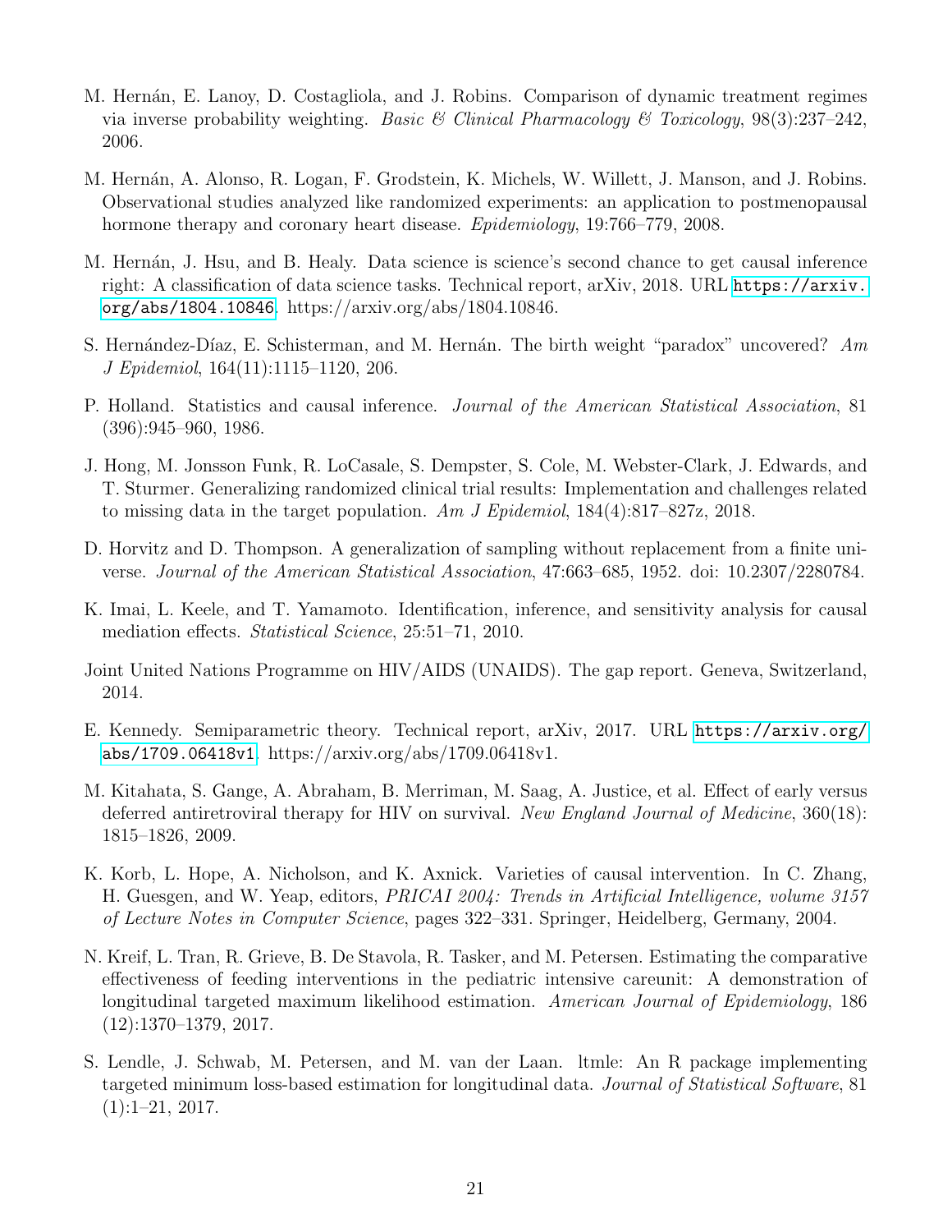M. Hernán, E. Lanoy, D. Costagliola, and J. Robins. Comparison of dynamic treatment regimes via inverse probability weighting. *Basic & Clinical Pharmacology & Toxicology*, 98(3):237–242, 2006.

M. Hernán, A. Alonso, R. Logan, F. Grodstein, K. Michels, W. Willett, J. Manson, and J. Robins. Observational studies analyzed like randomized experiments: an application to postmenopausal hormone therapy and coronary heart disease. *Epidemiology*, 19:766–779, 2008.

M. Hernán, J. Hsu, and B. Healy. Data science is science's second chance to get causal inference right: A classification of data science tasks. Technical report, arXiv, 2018. URL https://arxiv.org/abs/1804.10846. https://arxiv.org/abs/1804.10846.

S. Hernández-Díaz, E. Schisterman, and M. Hernán. The birth weight "paradox" uncovered? *Am J Epidemiol*, 164(11):1115–1120, 206.

P. Holland. Statistics and causal inference. *Journal of the American Statistical Association*, 81 (396):945–960, 1986.

J. Hong, M. Jonsson Funk, R. LoCasale, S. Dempster, S. Cole, M. Webster-Clark, J. Edwards, and T. Sturmer. Generalizing randomized clinical trial results: Implementation and challenges related to missing data in the target population. *Am J Epidemiol*, 184(4):817–827z, 2018.

D. Horvitz and D. Thompson. A generalization of sampling without replacement from a finite universe. *Journal of the American Statistical Association*, 47:663–685, 1952. doi: 10.2307/2280784.

K. Imai, L. Keele, and T. Yamamoto. Identification, inference, and sensitivity analysis for causal mediation effects. *Statistical Science*, 25:51–71, 2010.

Joint United Nations Programme on HIV/AIDS (UNAIDS). The gap report. Geneva, Switzerland, 2014.

E. Kennedy. Semiparametric theory. Technical report, arXiv, 2017. URL https://arxiv.org/abs/1709.06418v1. https://arxiv.org/abs/1709.06418v1.

M. Kitahata, S. Gange, A. Abraham, B. Merriman, M. Saag, A. Justice, et al. Effect of early versus deferred antiretroviral therapy for HIV on survival. *New England Journal of Medicine*, 360(18): 1815–1826, 2009.

K. Korb, L. Hope, A. Nicholson, and K. Axnick. Varieties of causal intervention. In C. Zhang, H. Guesgen, and W. Yeap, editors, *PRICAI 2004: Trends in Artificial Intelligence, volume 3157 of Lecture Notes in Computer Science*, pages 322–331. Springer, Heidelberg, Germany, 2004.

N. Kreif, L. Tran, R. Grieve, B. De Stavola, R. Tasker, and M. Petersen. Estimating the comparative effectiveness of feeding interventions in the pediatric intensive careunit: A demonstration of longitudinal targeted maximum likelihood estimation. *American Journal of Epidemiology*, 186 (12):1370–1379, 2017.

S. Lendle, J. Schwab, M. Petersen, and M. van der Laan. ltmle: An R package implementing targeted minimum loss-based estimation for longitudinal data. *Journal of Statistical Software*, 81 (1):1–21, 2017.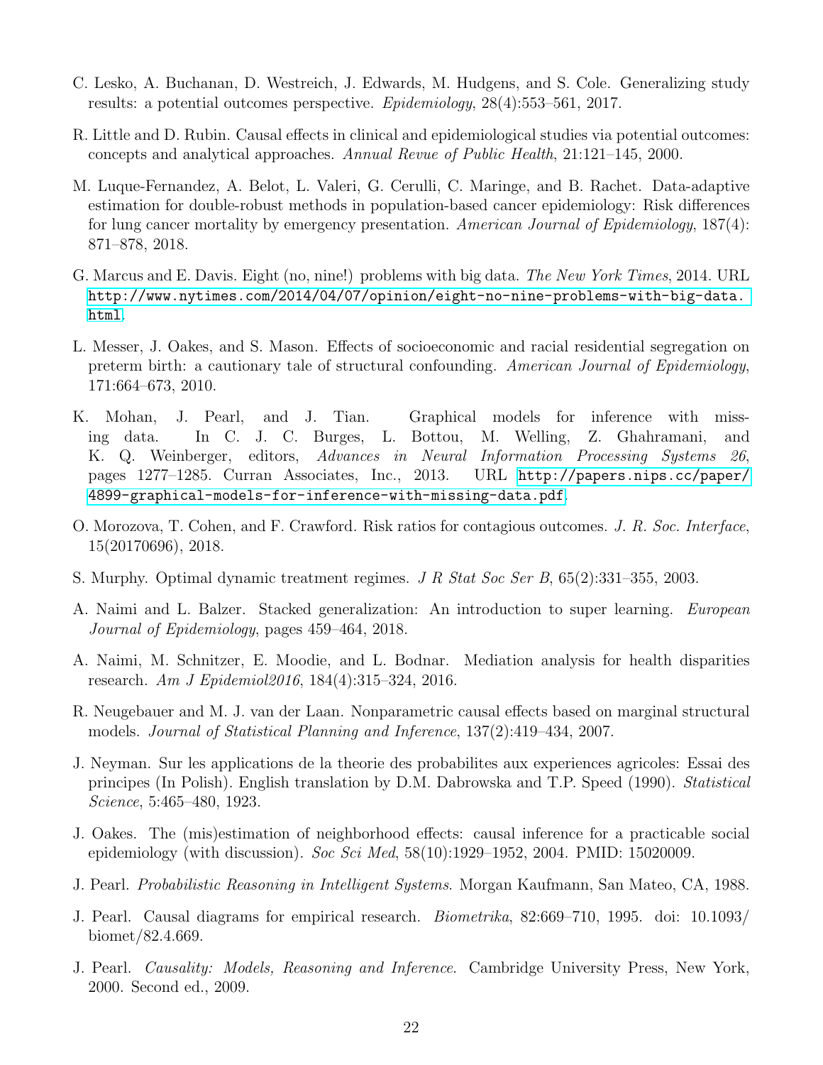C. Lesko, A. Buchanan, D. Westreich, J. Edwards, M. Hudgens, and S. Cole. Generalizing study results: a potential outcomes perspective. *Epidemiology*, 28(4):553–561, 2017.

R. Little and D. Rubin. Causal effects in clinical and epidemiological studies via potential outcomes: concepts and analytical approaches. *Annual Revue of Public Health*, 21:121–145, 2000.

M. Luque-Fernandez, A. Belot, L. Valeri, G. Cerulli, C. Maringe, and B. Rachet. Data-adaptive estimation for double-robust methods in population-based cancer epidemiology: Risk differences for lung cancer mortality by emergency presentation. *American Journal of Epidemiology*, 187(4): 871–878, 2018.

G. Marcus and E. Davis. Eight (no, nine!) problems with big data. *The New York Times*, 2014. URL http://www.nytimes.com/2014/04/07/opinion/eight-no-nine-problems-with-big-data.html.

L. Messer, J. Oakes, and S. Mason. Effects of socioeconomic and racial residential segregation on preterm birth: a cautionary tale of structural confounding. *American Journal of Epidemiology*, 171:664–673, 2010.

K. Mohan, J. Pearl, and J. Tian. Graphical models for inference with missing data. In C. J. C. Burges, L. Bottou, M. Welling, Z. Ghahramani, and K. Q. Weinberger, editors, *Advances in Neural Information Processing Systems 26*, pages 1277–1285. Curran Associates, Inc., 2013. URL http://papers.nips.cc/paper/4899-graphical-models-for-inference-with-missing-data.pdf.

O. Morozova, T. Cohen, and F. Crawford. Risk ratios for contagious outcomes. *J. R. Soc. Interface*, 15(20170696), 2018.

S. Murphy. Optimal dynamic treatment regimes. *J R Stat Soc Ser B*, 65(2):331–355, 2003.

A. Naimi and L. Balzer. Stacked generalization: An introduction to super learning. *European Journal of Epidemiology*, pages 459–464, 2018.

A. Naimi, M. Schnitzer, E. Moodie, and L. Bodnar. Mediation analysis for health disparities research. *Am J Epidemiol2016*, 184(4):315–324, 2016.

R. Neugebauer and M. J. van der Laan. Nonparametric causal effects based on marginal structural models. *Journal of Statistical Planning and Inference*, 137(2):419–434, 2007.

J. Neyman. Sur les applications de la theorie des probabilites aux experiences agricoles: Essai des principes (In Polish). English translation by D.M. Dabrowska and T.P. Speed (1990). *Statistical Science*, 5:465–480, 1923.

J. Oakes. The (mis)estimation of neighborhood effects: causal inference for a practicable social epidemiology (with discussion). *Soc Sci Med*, 58(10):1929–1952, 2004. PMID: 15020009.

J. Pearl. *Probabilistic Reasoning in Intelligent Systems*. Morgan Kaufmann, San Mateo, CA, 1988.

J. Pearl. Causal diagrams for empirical research. *Biometrika*, 82:669–710, 1995. doi: 10.1093/biomet/82.4.669.

J. Pearl. *Causality: Models, Reasoning and Inference*. Cambridge University Press, New York, 2000. Second ed., 2009.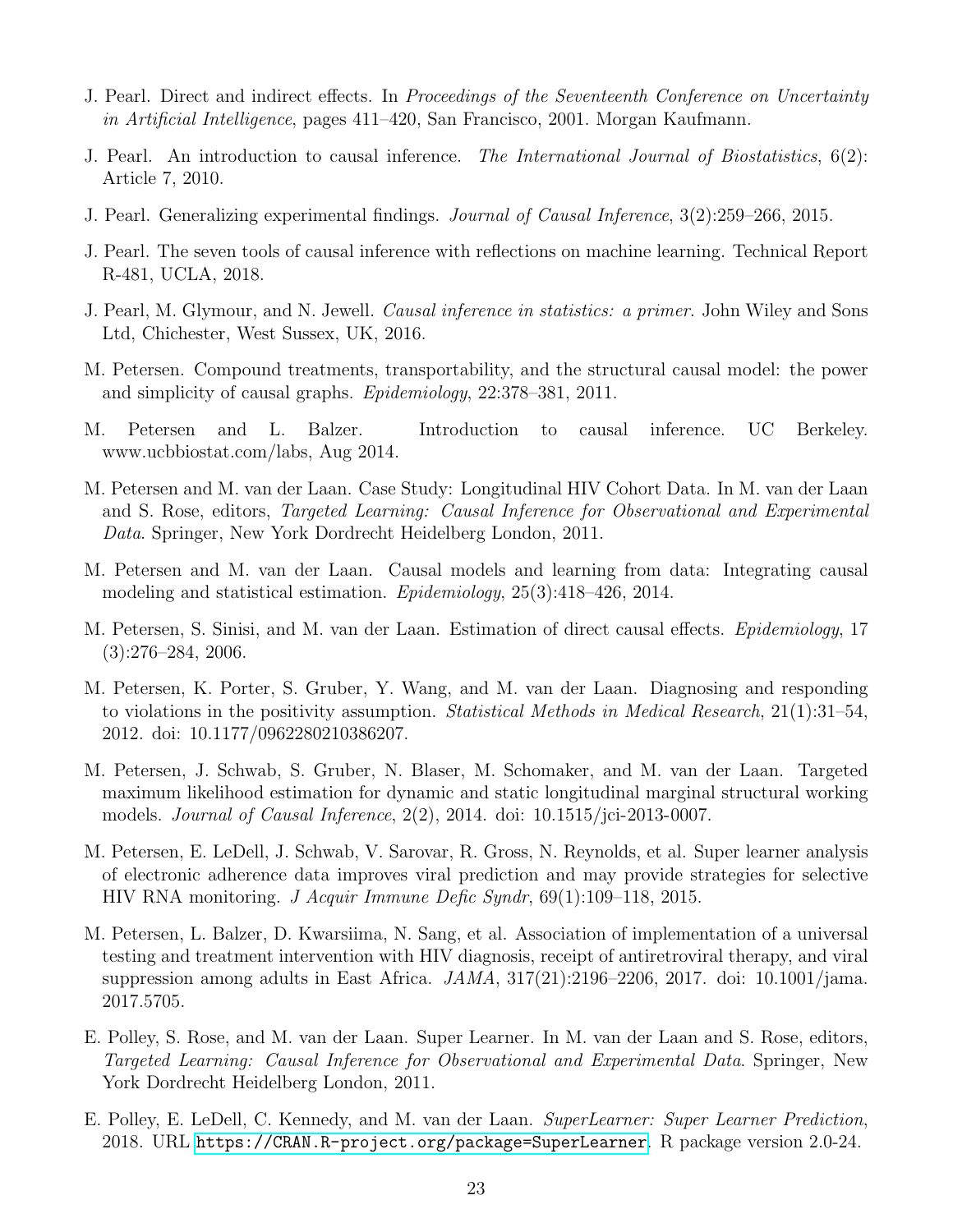J. Pearl. Direct and indirect effects. In *Proceedings of the Seventeenth Conference on Uncertainty in Artificial Intelligence*, pages 411–420, San Francisco, 2001. Morgan Kaufmann.

J. Pearl. An introduction to causal inference. *The International Journal of Biostatistics*, 6(2): Article 7, 2010.

J. Pearl. Generalizing experimental findings. *Journal of Causal Inference*, 3(2):259–266, 2015.

J. Pearl. The seven tools of causal inference with reflections on machine learning. Technical Report R-481, UCLA, 2018.

J. Pearl, M. Glymour, and N. Jewell. *Causal inference in statistics: a primer*. John Wiley and Sons Ltd, Chichester, West Sussex, UK, 2016.

M. Petersen. Compound treatments, transportability, and the structural causal model: the power and simplicity of causal graphs. *Epidemiology*, 22:378–381, 2011.

M. Petersen and L. Balzer. Introduction to causal inference. UC Berkeley. www.ucbbiostat.com/labs, Aug 2014.

M. Petersen and M. van der Laan. Case Study: Longitudinal HIV Cohort Data. In M. van der Laan and S. Rose, editors, *Targeted Learning: Causal Inference for Observational and Experimental Data*. Springer, New York Dordrecht Heidelberg London, 2011.

M. Petersen and M. van der Laan. Causal models and learning from data: Integrating causal modeling and statistical estimation. *Epidemiology*, 25(3):418–426, 2014.

M. Petersen, S. Sinisi, and M. van der Laan. Estimation of direct causal effects. *Epidemiology*, 17 (3):276–284, 2006.

M. Petersen, K. Porter, S. Gruber, Y. Wang, and M. van der Laan. Diagnosing and responding to violations in the positivity assumption. *Statistical Methods in Medical Research*, 21(1):31–54, 2012. doi: 10.1177/0962280210386207.

M. Petersen, J. Schwab, S. Gruber, N. Blaser, M. Schomaker, and M. van der Laan. Targeted maximum likelihood estimation for dynamic and static longitudinal marginal structural working models. *Journal of Causal Inference*, 2(2), 2014. doi: 10.1515/jci-2013-0007.

M. Petersen, E. LeDell, J. Schwab, V. Sarovar, R. Gross, N. Reynolds, et al. Super learner analysis of electronic adherence data improves viral prediction and may provide strategies for selective HIV RNA monitoring. *J Acquir Immune Defic Syndr*, 69(1):109–118, 2015.

M. Petersen, L. Balzer, D. Kwarsiima, N. Sang, et al. Association of implementation of a universal testing and treatment intervention with HIV diagnosis, receipt of antiretroviral therapy, and viral suppression among adults in East Africa. *JAMA*, 317(21):2196–2206, 2017. doi: 10.1001/jama.2017.5705.

E. Polley, S. Rose, and M. van der Laan. Super Learner. In M. van der Laan and S. Rose, editors, *Targeted Learning: Causal Inference for Observational and Experimental Data*. Springer, New York Dordrecht Heidelberg London, 2011.

E. Polley, E. LeDell, C. Kennedy, and M. van der Laan. *SuperLearner: Super Learner Prediction*, 2018. URL https://CRAN.R-project.org/package=SuperLearner. R package version 2.0-24.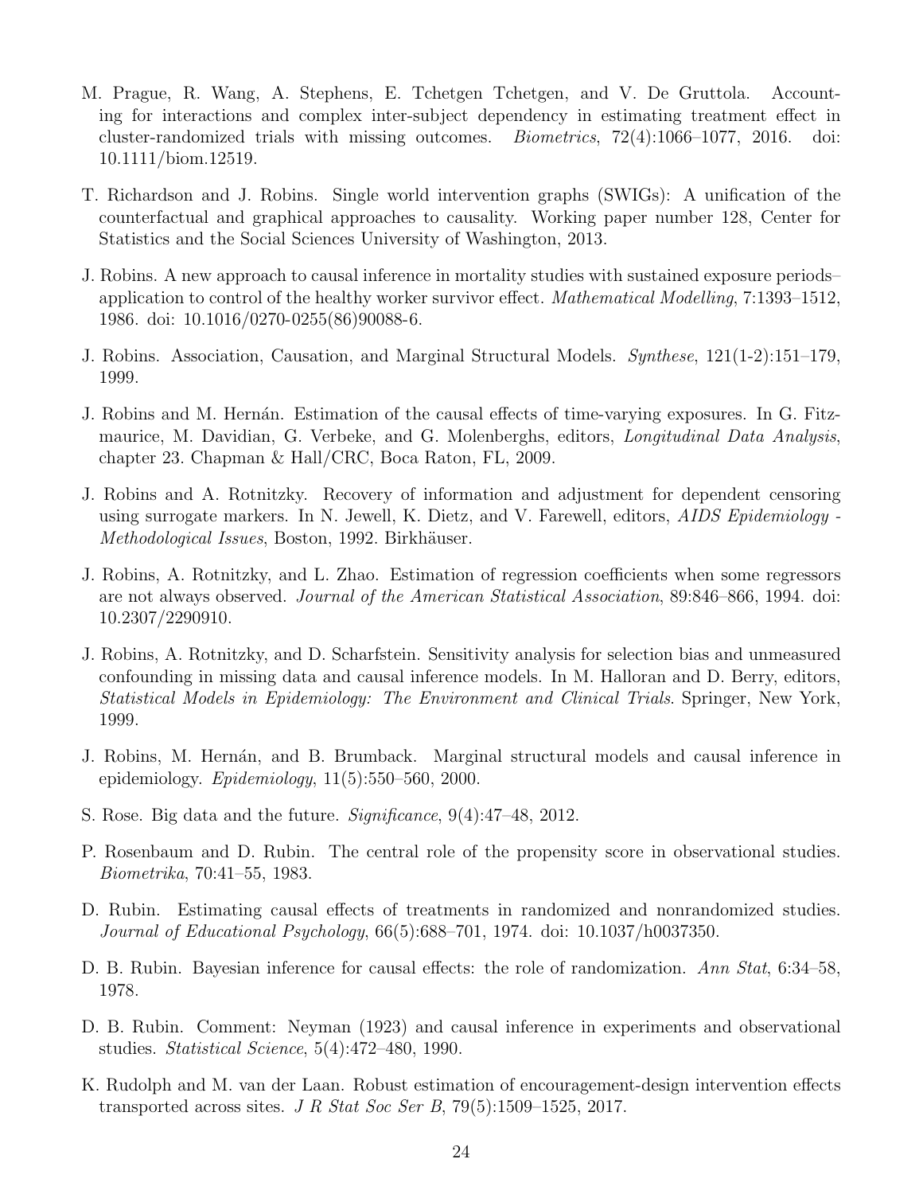M. Prague, R. Wang, A. Stephens, E. Tchetgen Tchetgen, and V. De Gruttola. Accounting for interactions and complex inter-subject dependency in estimating treatment effect in cluster-randomized trials with missing outcomes. *Biometrics*, 72(4):1066–1077, 2016. doi: 10.1111/biom.12519.

T. Richardson and J. Robins. Single world intervention graphs (SWIGs): A unification of the counterfactual and graphical approaches to causality. Working paper number 128, Center for Statistics and the Social Sciences University of Washington, 2013.

J. Robins. A new approach to causal inference in mortality studies with sustained exposure periods–application to control of the healthy worker survivor effect. *Mathematical Modelling*, 7:1393–1512, 1986. doi: 10.1016/0270-0255(86)90088-6.

J. Robins. Association, Causation, and Marginal Structural Models. *Synthese*, 121(1-2):151–179, 1999.

J. Robins and M. Hernán. Estimation of the causal effects of time-varying exposures. In G. Fitzmaurice, M. Davidian, G. Verbeke, and G. Molenberghs, editors, *Longitudinal Data Analysis*, chapter 23. Chapman & Hall/CRC, Boca Raton, FL, 2009.

J. Robins and A. Rotnitzky. Recovery of information and adjustment for dependent censoring using surrogate markers. In N. Jewell, K. Dietz, and V. Farewell, editors, *AIDS Epidemiology - Methodological Issues*, Boston, 1992. Birkhäuser.

J. Robins, A. Rotnitzky, and L. Zhao. Estimation of regression coefficients when some regressors are not always observed. *Journal of the American Statistical Association*, 89:846–866, 1994. doi: 10.2307/2290910.

J. Robins, A. Rotnitzky, and D. Scharfstein. Sensitivity analysis for selection bias and unmeasured confounding in missing data and causal inference models. In M. Halloran and D. Berry, editors, *Statistical Models in Epidemiology: The Environment and Clinical Trials*. Springer, New York, 1999.

J. Robins, M. Hernán, and B. Brumback. Marginal structural models and causal inference in epidemiology. *Epidemiology*, 11(5):550–560, 2000.

S. Rose. Big data and the future. *Significance*, 9(4):47–48, 2012.

P. Rosenbaum and D. Rubin. The central role of the propensity score in observational studies. *Biometrika*, 70:41–55, 1983.

D. Rubin. Estimating causal effects of treatments in randomized and nonrandomized studies. *Journal of Educational Psychology*, 66(5):688–701, 1974. doi: 10.1037/h0037350.

D. B. Rubin. Bayesian inference for causal effects: the role of randomization. *Ann Stat*, 6:34–58, 1978.

D. B. Rubin. Comment: Neyman (1923) and causal inference in experiments and observational studies. *Statistical Science*, 5(4):472–480, 1990.

K. Rudolph and M. van der Laan. Robust estimation of encouragement-design intervention effects transported across sites. *J R Stat Soc Ser B*, 79(5):1509–1525, 2017.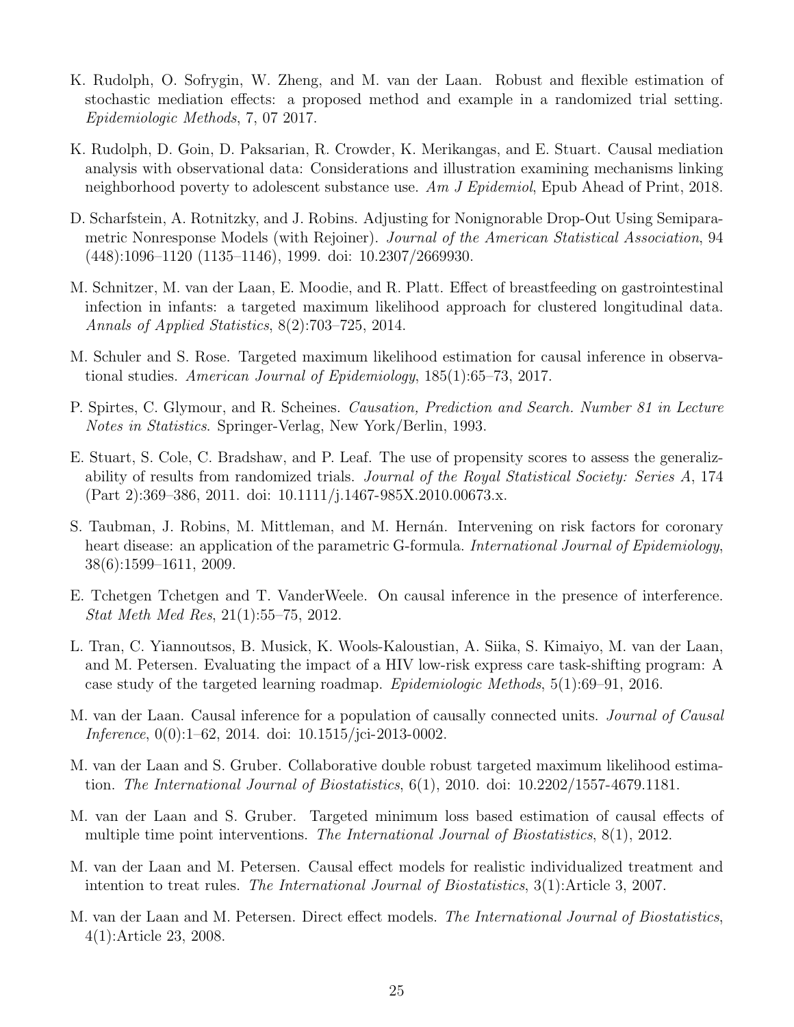K. Rudolph, O. Sofrygin, W. Zheng, and M. van der Laan. Robust and flexible estimation of stochastic mediation effects: a proposed method and example in a randomized trial setting. *Epidemiologic Methods*, 7, 07 2017.

K. Rudolph, D. Goin, D. Paksarian, R. Crowder, K. Merikangas, and E. Stuart. Causal mediation analysis with observational data: Considerations and illustration examining mechanisms linking neighborhood poverty to adolescent substance use. *Am J Epidemiol*, Epub Ahead of Print, 2018.

D. Scharfstein, A. Rotnitzky, and J. Robins. Adjusting for Nonignorable Drop-Out Using Semiparametric Nonresponse Models (with Rejoiner). *Journal of the American Statistical Association*, 94 (448):1096–1120 (1135–1146), 1999. doi: 10.2307/2669930.

M. Schnitzer, M. van der Laan, E. Moodie, and R. Platt. Effect of breastfeeding on gastrointestinal infection in infants: a targeted maximum likelihood approach for clustered longitudinal data. *Annals of Applied Statistics*, 8(2):703–725, 2014.

M. Schuler and S. Rose. Targeted maximum likelihood estimation for causal inference in observational studies. *American Journal of Epidemiology*, 185(1):65–73, 2017.

P. Spirtes, C. Glymour, and R. Scheines. *Causation, Prediction and Search. Number 81 in Lecture Notes in Statistics*. Springer-Verlag, New York/Berlin, 1993.

E. Stuart, S. Cole, C. Bradshaw, and P. Leaf. The use of propensity scores to assess the generalizability of results from randomized trials. *Journal of the Royal Statistical Society: Series A*, 174 (Part 2):369–386, 2011. doi: 10.1111/j.1467-985X.2010.00673.x.

S. Taubman, J. Robins, M. Mittleman, and M. Hernán. Intervening on risk factors for coronary heart disease: an application of the parametric G-formula. *International Journal of Epidemiology*, 38(6):1599–1611, 2009.

E. Tchetgen Tchetgen and T. VanderWeele. On causal inference in the presence of interference. *Stat Meth Med Res*, 21(1):55–75, 2012.

L. Tran, C. Yiannoutsos, B. Musick, K. Wools-Kaloustian, A. Siika, S. Kimaiyo, M. van der Laan, and M. Petersen. Evaluating the impact of a HIV low-risk express care task-shifting program: A case study of the targeted learning roadmap. *Epidemiologic Methods*, 5(1):69–91, 2016.

M. van der Laan. Causal inference for a population of causally connected units. *Journal of Causal Inference*, 0(0):1–62, 2014. doi: 10.1515/jci-2013-0002.

M. van der Laan and S. Gruber. Collaborative double robust targeted maximum likelihood estimation. *The International Journal of Biostatistics*, 6(1), 2010. doi: 10.2202/1557-4679.1181.

M. van der Laan and S. Gruber. Targeted minimum loss based estimation of causal effects of multiple time point interventions. *The International Journal of Biostatistics*, 8(1), 2012.

M. van der Laan and M. Petersen. Causal effect models for realistic individualized treatment and intention to treat rules. *The International Journal of Biostatistics*, 3(1):Article 3, 2007.

M. van der Laan and M. Petersen. Direct effect models. *The International Journal of Biostatistics*, 4(1):Article 23, 2008.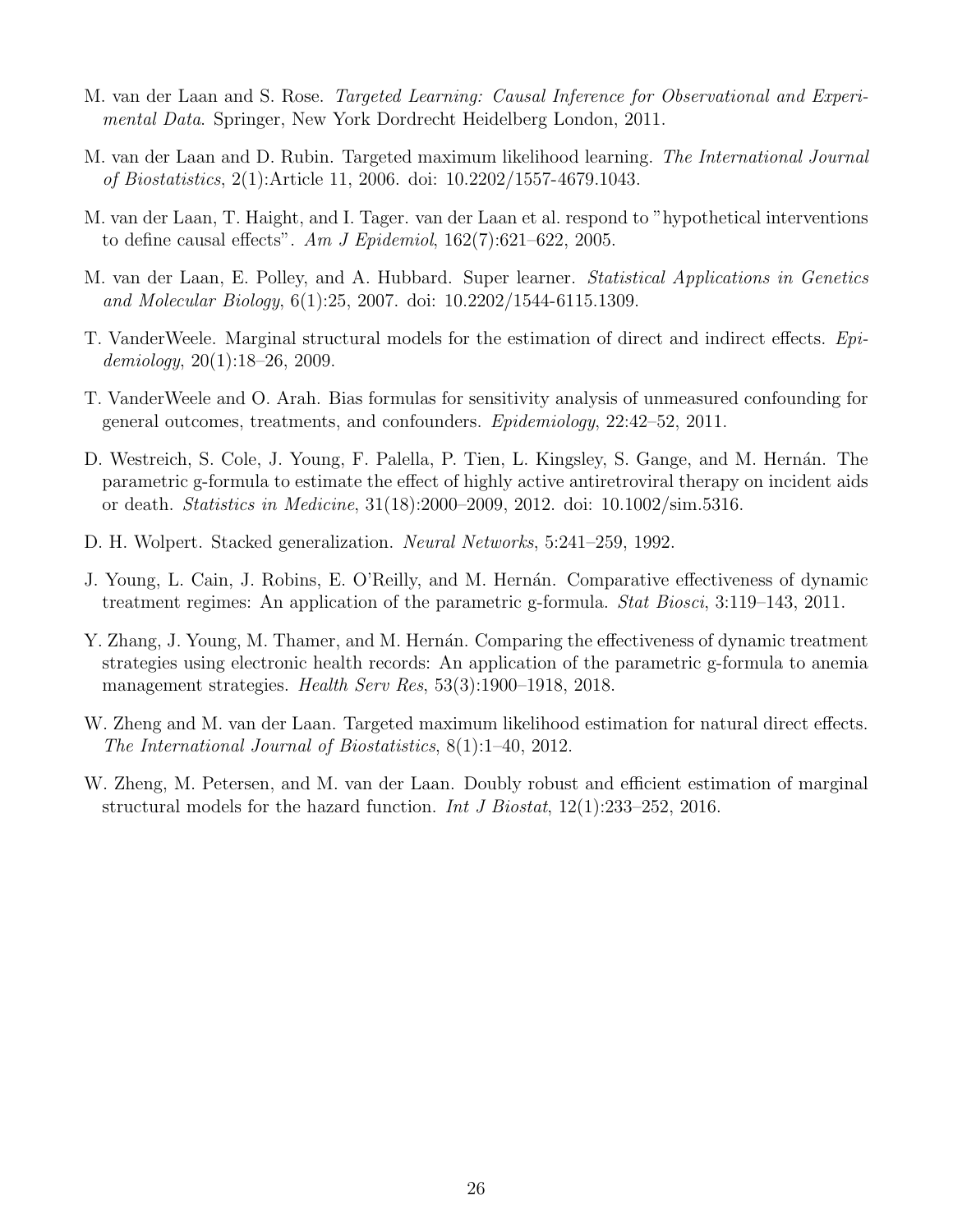M. van der Laan and S. Rose. *Targeted Learning: Causal Inference for Observational and Experimental Data*. Springer, New York Dordrecht Heidelberg London, 2011.

M. van der Laan and D. Rubin. Targeted maximum likelihood learning. *The International Journal of Biostatistics*, 2(1):Article 11, 2006. doi: 10.2202/1557-4679.1043.

M. van der Laan, T. Haight, and I. Tager. van der Laan et al. respond to "hypothetical interventions to define causal effects". *Am J Epidemiol*, 162(7):621–622, 2005.

M. van der Laan, E. Polley, and A. Hubbard. Super learner. *Statistical Applications in Genetics and Molecular Biology*, 6(1):25, 2007. doi: 10.2202/1544-6115.1309.

T. VanderWeele. Marginal structural models for the estimation of direct and indirect effects. *Epidemiology*, 20(1):18–26, 2009.

T. VanderWeele and O. Arah. Bias formulas for sensitivity analysis of unmeasured confounding for general outcomes, treatments, and confounders. *Epidemiology*, 22:42–52, 2011.

D. Westreich, S. Cole, J. Young, F. Palella, P. Tien, L. Kingsley, S. Gange, and M. Hernán. The parametric g-formula to estimate the effect of highly active antiretroviral therapy on incident aids or death. *Statistics in Medicine*, 31(18):2000–2009, 2012. doi: 10.1002/sim.5316.

D. H. Wolpert. Stacked generalization. *Neural Networks*, 5:241–259, 1992.

J. Young, L. Cain, J. Robins, E. O'Reilly, and M. Hernán. Comparative effectiveness of dynamic treatment regimes: An application of the parametric g-formula. *Stat Biosci*, 3:119–143, 2011.

Y. Zhang, J. Young, M. Thamer, and M. Hernán. Comparing the effectiveness of dynamic treatment strategies using electronic health records: An application of the parametric g-formula to anemia management strategies. *Health Serv Res*, 53(3):1900–1918, 2018.

W. Zheng and M. van der Laan. Targeted maximum likelihood estimation for natural direct effects. *The International Journal of Biostatistics*, 8(1):1–40, 2012.

W. Zheng, M. Petersen, and M. van der Laan. Doubly robust and efficient estimation of marginal structural models for the hazard function. *Int J Biostat*, 12(1):233–252, 2016.